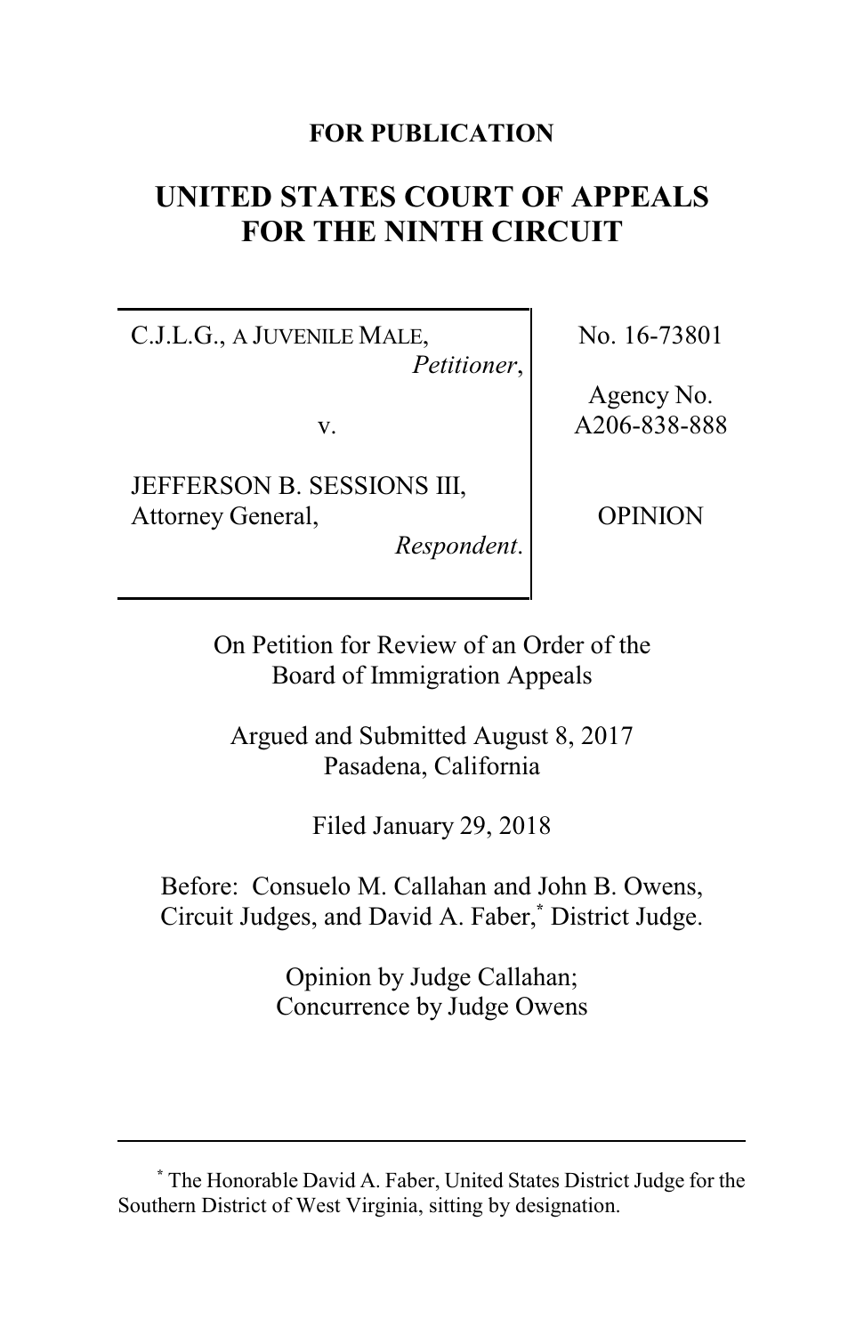**FOR PUBLICATION**

# UNITED STATES COURT OF APPEALS FOR THE NINTH CIRCUIT

| | |
|---|---|
| C.J.L.G., A JUVENILE MALE, *Petitioner*, v. JEFFERSON B. SESSIONS III, Attorney General, *Respondent*. | No. 16-73801 Agency No. A206-838-888 OPINION |

On Petition for Review of an Order of the Board of Immigration Appeals

Argued and Submitted August 8, 2017 Pasadena, California

Filed January 29, 2018

Before: Consuelo M. Callahan and John B. Owens, Circuit Judges, and David A. Faber,* District Judge.

Opinion by Judge Callahan; Concurrence by Judge Owens

---

* The Honorable David A. Faber, United States District Judge for the Southern District of West Virginia, sitting by designation.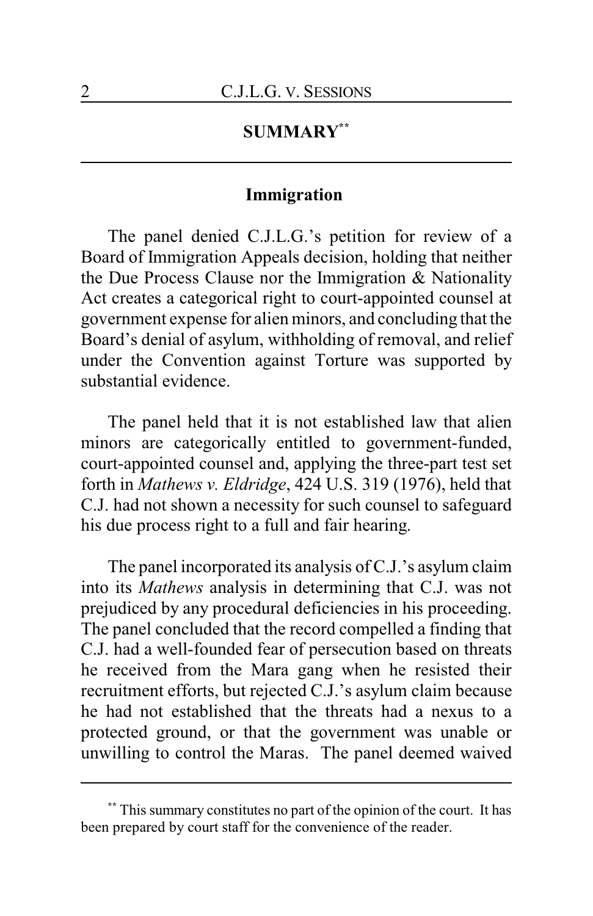## SUMMARY[**]

### Immigration

The panel denied C.J.L.G.'s petition for review of a Board of Immigration Appeals decision, holding that neither the Due Process Clause nor the Immigration & Nationality Act creates a categorical right to court-appointed counsel at government expense for alien minors, and concluding that the Board's denial of asylum, withholding of removal, and relief under the Convention against Torture was supported by substantial evidence.

The panel held that it is not established law that alien minors are categorically entitled to government-funded, court-appointed counsel and, applying the three-part test set forth in *Mathews v. Eldridge*, 424 U.S. 319 (1976), held that C.J. had not shown a necessity for such counsel to safeguard his due process right to a full and fair hearing.

The panel incorporated its analysis of C.J.'s asylum claim into its *Mathews* analysis in determining that C.J. was not prejudiced by any procedural deficiencies in his proceeding. The panel concluded that the record compelled a finding that C.J. had a well-founded fear of persecution based on threats he received from the Mara gang when he resisted their recruitment efforts, but rejected C.J.'s asylum claim because he had not established that the threats had a nexus to a protected ground, or that the government was unable or unwilling to control the Maras. The panel deemed waived

---

[**] This summary constitutes no part of the opinion of the court. It has been prepared by court staff for the convenience of the reader.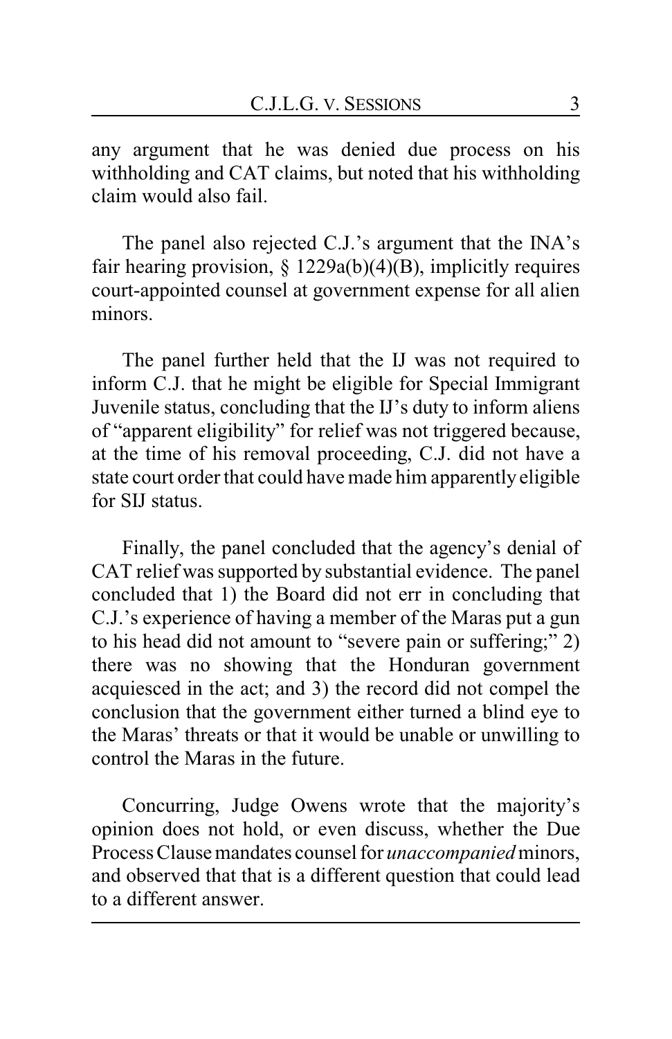any argument that he was denied due process on his withholding and CAT claims, but noted that his withholding claim would also fail.

The panel also rejected C.J.'s argument that the INA's fair hearing provision, § 1229a(b)(4)(B), implicitly requires court-appointed counsel at government expense for all alien minors.

The panel further held that the IJ was not required to inform C.J. that he might be eligible for Special Immigrant Juvenile status, concluding that the IJ's duty to inform aliens of "apparent eligibility" for relief was not triggered because, at the time of his removal proceeding, C.J. did not have a state court order that could have made him apparently eligible for SIJ status.

Finally, the panel concluded that the agency's denial of CAT relief was supported by substantial evidence. The panel concluded that 1) the Board did not err in concluding that C.J.'s experience of having a member of the Maras put a gun to his head did not amount to "severe pain or suffering;" 2) there was no showing that the Honduran government acquiesced in the act; and 3) the record did not compel the conclusion that the government either turned a blind eye to the Maras' threats or that it would be unable or unwilling to control the Maras in the future.

Concurring, Judge Owens wrote that the majority's opinion does not hold, or even discuss, whether the Due Process Clause mandates counsel for *unaccompanied* minors, and observed that that is a different question that could lead to a different answer.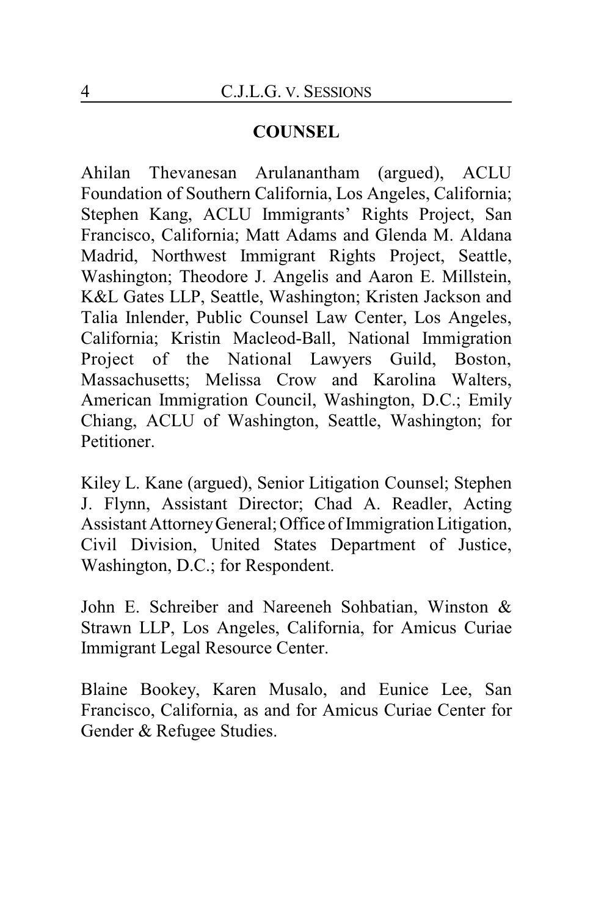## COUNSEL

Ahilan Thevanesan Arulanantham (argued), ACLU Foundation of Southern California, Los Angeles, California; Stephen Kang, ACLU Immigrants' Rights Project, San Francisco, California; Matt Adams and Glenda M. Aldana Madrid, Northwest Immigrant Rights Project, Seattle, Washington; Theodore J. Angelis and Aaron E. Millstein, K&L Gates LLP, Seattle, Washington; Kristen Jackson and Talia Inlender, Public Counsel Law Center, Los Angeles, California; Kristin Macleod-Ball, National Immigration Project of the National Lawyers Guild, Boston, Massachusetts; Melissa Crow and Karolina Walters, American Immigration Council, Washington, D.C.; Emily Chiang, ACLU of Washington, Seattle, Washington; for Petitioner.

Kiley L. Kane (argued), Senior Litigation Counsel; Stephen J. Flynn, Assistant Director; Chad A. Readler, Acting Assistant Attorney General; Office of Immigration Litigation, Civil Division, United States Department of Justice, Washington, D.C.; for Respondent.

John E. Schreiber and Nareeneh Sohbatian, Winston & Strawn LLP, Los Angeles, California, for Amicus Curiae Immigrant Legal Resource Center.

Blaine Bookey, Karen Musalo, and Eunice Lee, San Francisco, California, as and for Amicus Curiae Center for Gender & Refugee Studies.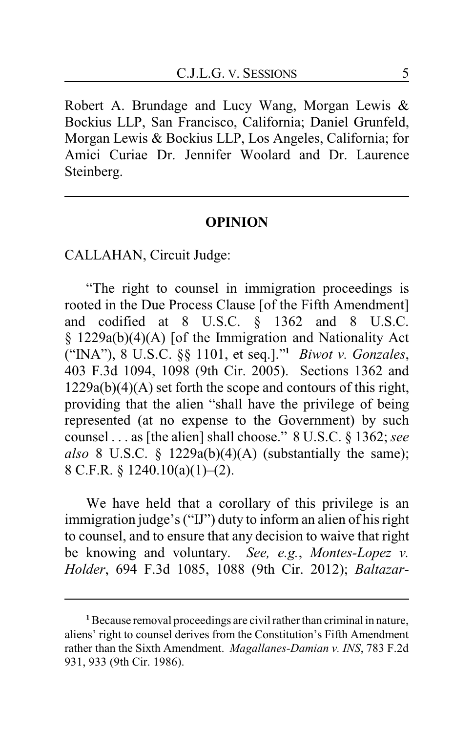Robert A. Brundage and Lucy Wang, Morgan Lewis & Bockius LLP, San Francisco, California; Daniel Grunfeld, Morgan Lewis & Bockius LLP, Los Angeles, California; for Amici Curiae Dr. Jennifer Woolard and Dr. Laurence Steinberg.

---

## OPINION

CALLAHAN, Circuit Judge:

"The right to counsel in immigration proceedings is rooted in the Due Process Clause [of the Fifth Amendment] and codified at 8 U.S.C. § 1362 and 8 U.S.C. § 1229a(b)(4)(A) [of the Immigration and Nationality Act ("INA"), 8 U.S.C. §§ 1101, et seq.]."[1] *Biwot v. Gonzales*, 403 F.3d 1094, 1098 (9th Cir. 2005). Sections 1362 and 1229a(b)(4)(A) set forth the scope and contours of this right, providing that the alien "shall have the privilege of being represented (at no expense to the Government) by such counsel . . . as [the alien] shall choose." 8 U.S.C. § 1362; *see also* 8 U.S.C. § 1229a(b)(4)(A) (substantially the same); 8 C.F.R. § 1240.10(a)(1)–(2).

We have held that a corollary of this privilege is an immigration judge's ("IJ") duty to inform an alien of his right to counsel, and to ensure that any decision to waive that right be knowing and voluntary. *See, e.g.*, *Montes-Lopez v. Holder*, 694 F.3d 1085, 1088 (9th Cir. 2012); *Baltazar-*

---

[1] Because removal proceedings are civil rather than criminal in nature, aliens' right to counsel derives from the Constitution's Fifth Amendment rather than the Sixth Amendment. *Magallanes-Damian v. INS*, 783 F.2d 931, 933 (9th Cir. 1986).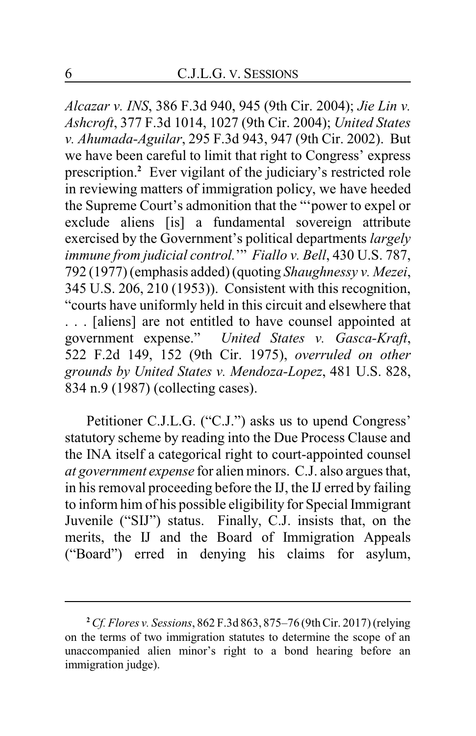*Alcazar v. INS*, 386 F.3d 940, 945 (9th Cir. 2004); *Jie Lin v. Ashcroft*, 377 F.3d 1014, 1027 (9th Cir. 2004); *United States v. Ahumada-Aguilar*, 295 F.3d 943, 947 (9th Cir. 2002). But we have been careful to limit that right to Congress' express prescription.[2] Ever vigilant of the judiciary's restricted role in reviewing matters of immigration policy, we have heeded the Supreme Court's admonition that the "'power to expel or exclude aliens [is] a fundamental sovereign attribute exercised by the Government's political departments *largely immune from judicial control.*'" *Fiallo v. Bell*, 430 U.S. 787, 792 (1977) (emphasis added) (quoting *Shaughnessy v. Mezei*, 345 U.S. 206, 210 (1953)). Consistent with this recognition, "courts have uniformly held in this circuit and elsewhere that . . . [aliens] are not entitled to have counsel appointed at government expense." *United States v. Gasca-Kraft*, 522 F.2d 149, 152 (9th Cir. 1975), *overruled on other grounds by United States v. Mendoza-Lopez*, 481 U.S. 828, 834 n.9 (1987) (collecting cases).

Petitioner C.J.L.G. ("C.J.") asks us to upend Congress' statutory scheme by reading into the Due Process Clause and the INA itself a categorical right to court-appointed counsel *at government expense* for alien minors. C.J. also argues that, in his removal proceeding before the IJ, the IJ erred by failing to inform him of his possible eligibility for Special Immigrant Juvenile ("SIJ") status. Finally, C.J. insists that, on the merits, the IJ and the Board of Immigration Appeals ("Board") erred in denying his claims for asylum,

---

[2] *Cf. Flores v. Sessions*, 862 F.3d 863, 875–76 (9th Cir. 2017) (relying on the terms of two immigration statutes to determine the scope of an unaccompanied alien minor's right to a bond hearing before an immigration judge).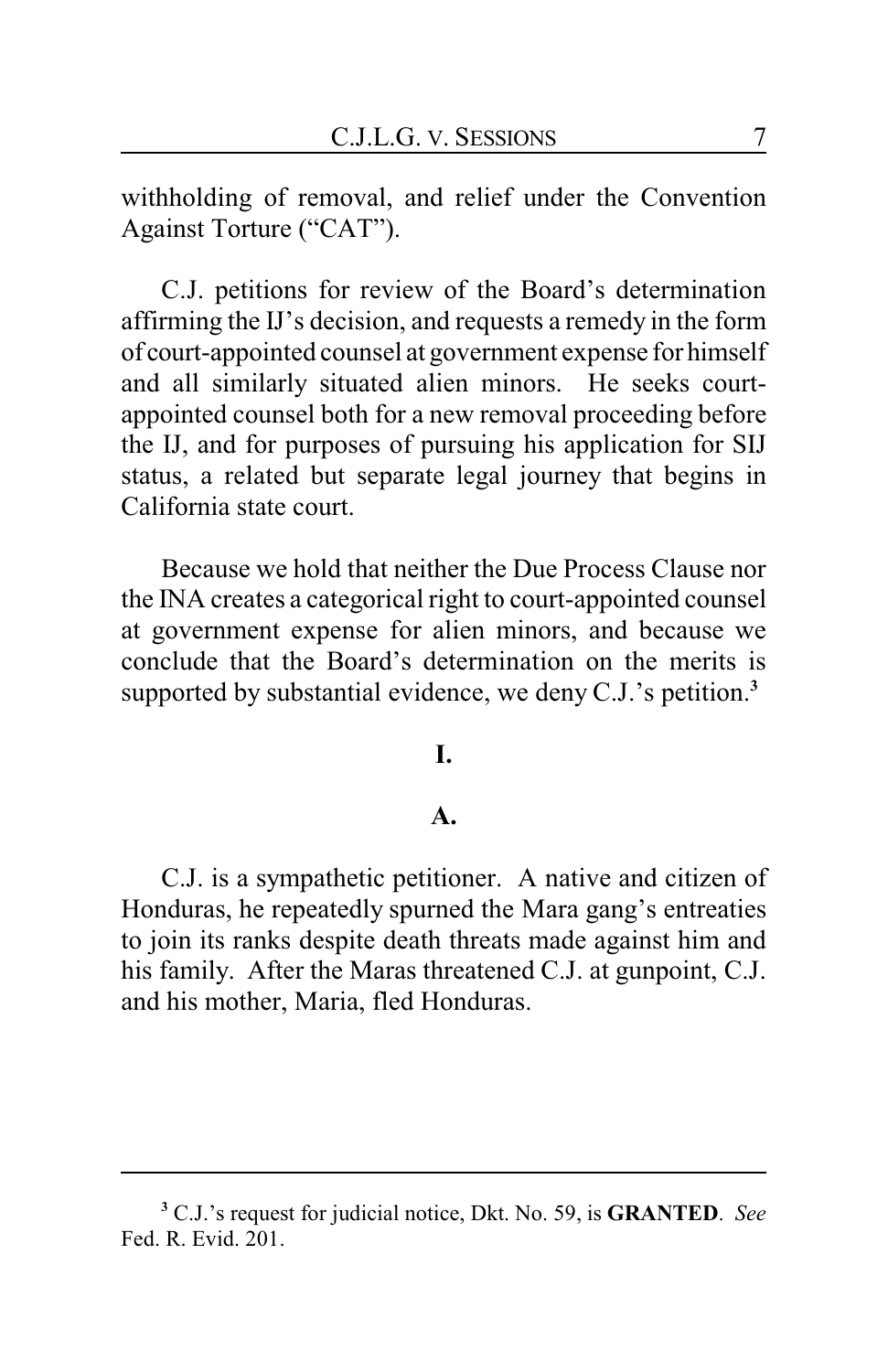withholding of removal, and relief under the Convention Against Torture ("CAT").

C.J. petitions for review of the Board's determination affirming the IJ's decision, and requests a remedy in the form of court-appointed counsel at government expense for himself and all similarly situated alien minors. He seeks court-appointed counsel both for a new removal proceeding before the IJ, and for purposes of pursuing his application for SIJ status, a related but separate legal journey that begins in California state court.

Because we hold that neither the Due Process Clause nor the INA creates a categorical right to court-appointed counsel at government expense for alien minors, and because we conclude that the Board's determination on the merits is supported by substantial evidence, we deny C.J.'s petition.[3]

## I.

### A.

C.J. is a sympathetic petitioner. A native and citizen of Honduras, he repeatedly spurned the Mara gang's entreaties to join its ranks despite death threats made against him and his family. After the Maras threatened C.J. at gunpoint, C.J. and his mother, Maria, fled Honduras.

---

[3] C.J.'s request for judicial notice, Dkt. No. 59, is **GRANTED**. *See* Fed. R. Evid. 201.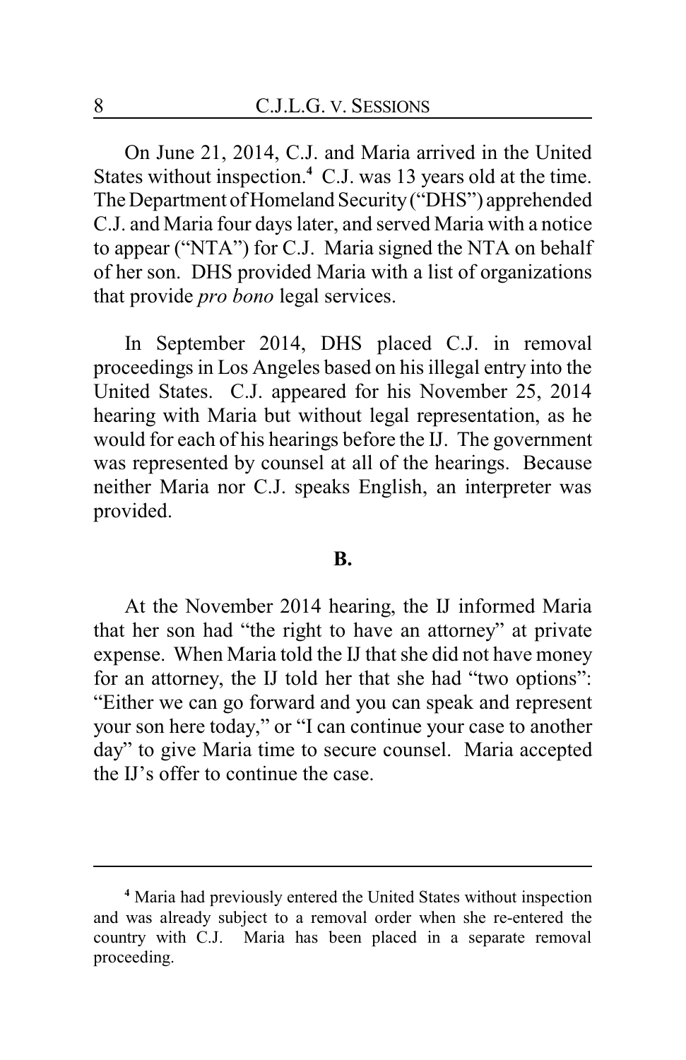On June 21, 2014, C.J. and Maria arrived in the United States without inspection.[4] C.J. was 13 years old at the time. The Department of Homeland Security ("DHS") apprehended C.J. and Maria four days later, and served Maria with a notice to appear ("NTA") for C.J. Maria signed the NTA on behalf of her son. DHS provided Maria with a list of organizations that provide *pro bono* legal services.

In September 2014, DHS placed C.J. in removal proceedings in Los Angeles based on his illegal entry into the United States. C.J. appeared for his November 25, 2014 hearing with Maria but without legal representation, as he would for each of his hearings before the IJ. The government was represented by counsel at all of the hearings. Because neither Maria nor C.J. speaks English, an interpreter was provided.

**B.**

At the November 2014 hearing, the IJ informed Maria that her son had "the right to have an attorney" at private expense. When Maria told the IJ that she did not have money for an attorney, the IJ told her that she had "two options": "Either we can go forward and you can speak and represent your son here today," or "I can continue your case to another day" to give Maria time to secure counsel. Maria accepted the IJ's offer to continue the case.

---

[4] Maria had previously entered the United States without inspection and was already subject to a removal order when she re-entered the country with C.J. Maria has been placed in a separate removal proceeding.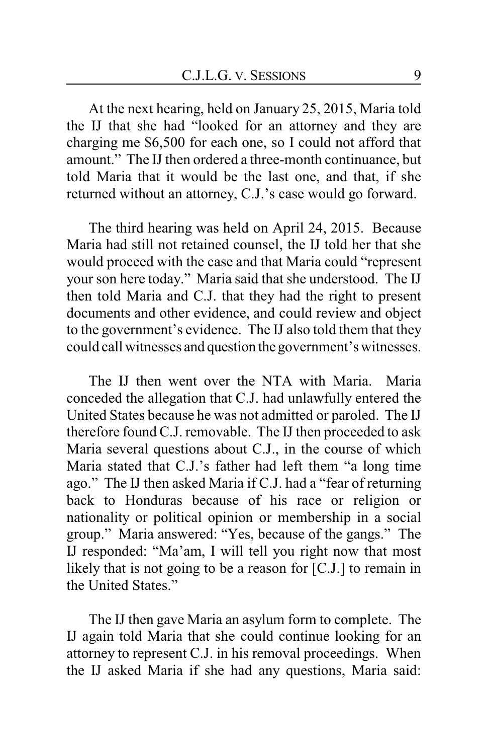At the next hearing, held on January 25, 2015, Maria told the IJ that she had "looked for an attorney and they are charging me $6,500 for each one, so I could not afford that amount." The IJ then ordered a three-month continuance, but told Maria that it would be the last one, and that, if she returned without an attorney, C.J.'s case would go forward.

The third hearing was held on April 24, 2015. Because Maria had still not retained counsel, the IJ told her that she would proceed with the case and that Maria could "represent your son here today." Maria said that she understood. The IJ then told Maria and C.J. that they had the right to present documents and other evidence, and could review and object to the government's evidence. The IJ also told them that they could call witnesses and question the government's witnesses.

The IJ then went over the NTA with Maria. Maria conceded the allegation that C.J. had unlawfully entered the United States because he was not admitted or paroled. The IJ therefore found C.J. removable. The IJ then proceeded to ask Maria several questions about C.J., in the course of which Maria stated that C.J.'s father had left them "a long time ago." The IJ then asked Maria if C.J. had a "fear of returning back to Honduras because of his race or religion or nationality or political opinion or membership in a social group." Maria answered: "Yes, because of the gangs." The IJ responded: "Ma'am, I will tell you right now that most likely that is not going to be a reason for [C.J.] to remain in the United States."

The IJ then gave Maria an asylum form to complete. The IJ again told Maria that she could continue looking for an attorney to represent C.J. in his removal proceedings. When the IJ asked Maria if she had any questions, Maria said: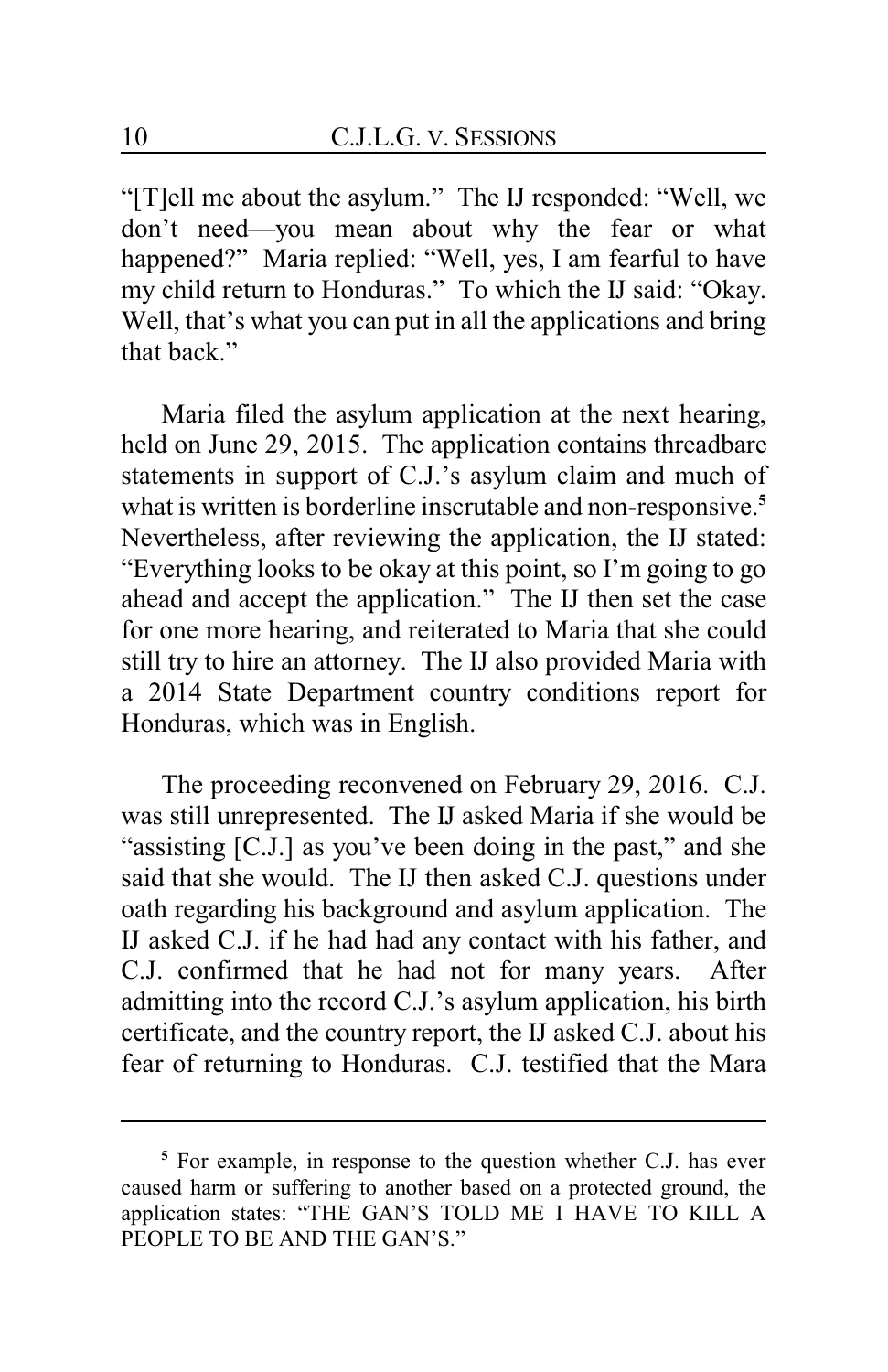"[T]ell me about the asylum." The IJ responded: "Well, we don't need—you mean about why the fear or what happened?" Maria replied: "Well, yes, I am fearful to have my child return to Honduras." To which the IJ said: "Okay. Well, that's what you can put in all the applications and bring that back."

Maria filed the asylum application at the next hearing, held on June 29, 2015. The application contains threadbare statements in support of C.J.'s asylum claim and much of what is written is borderline inscrutable and non-responsive.[5] Nevertheless, after reviewing the application, the IJ stated: "Everything looks to be okay at this point, so I'm going to go ahead and accept the application." The IJ then set the case for one more hearing, and reiterated to Maria that she could still try to hire an attorney. The IJ also provided Maria with a 2014 State Department country conditions report for Honduras, which was in English.

The proceeding reconvened on February 29, 2016. C.J. was still unrepresented. The IJ asked Maria if she would be "assisting [C.J.] as you've been doing in the past," and she said that she would. The IJ then asked C.J. questions under oath regarding his background and asylum application. The IJ asked C.J. if he had had any contact with his father, and C.J. confirmed that he had not for many years. After admitting into the record C.J.'s asylum application, his birth certificate, and the country report, the IJ asked C.J. about his fear of returning to Honduras. C.J. testified that the Mara

---

[5] For example, in response to the question whether C.J. has ever caused harm or suffering to another based on a protected ground, the application states: "THE GAN'S TOLD ME I HAVE TO KILL A PEOPLE TO BE AND THE GAN'S."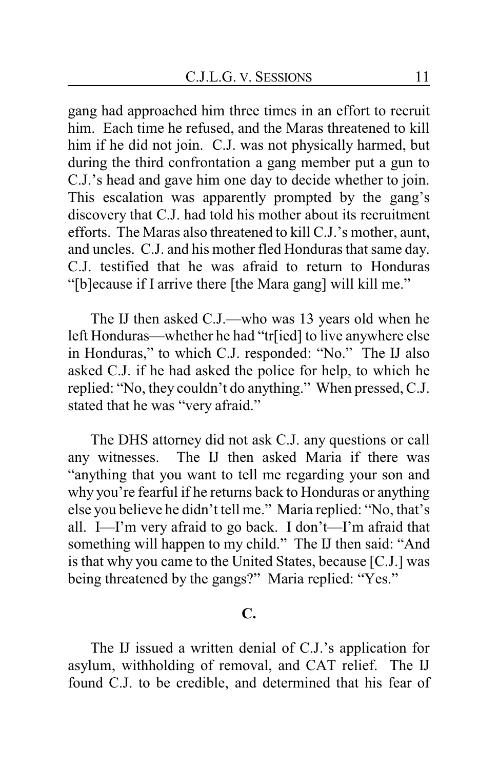gang had approached him three times in an effort to recruit him. Each time he refused, and the Maras threatened to kill him if he did not join. C.J. was not physically harmed, but during the third confrontation a gang member put a gun to C.J.'s head and gave him one day to decide whether to join. This escalation was apparently prompted by the gang's discovery that C.J. had told his mother about its recruitment efforts. The Maras also threatened to kill C.J.'s mother, aunt, and uncles. C.J. and his mother fled Honduras that same day. C.J. testified that he was afraid to return to Honduras "[b]ecause if I arrive there [the Mara gang] will kill me."

The IJ then asked C.J.—who was 13 years old when he left Honduras—whether he had "tr[ied] to live anywhere else in Honduras," to which C.J. responded: "No." The IJ also asked C.J. if he had asked the police for help, to which he replied: "No, they couldn't do anything." When pressed, C.J. stated that he was "very afraid."

The DHS attorney did not ask C.J. any questions or call any witnesses. The IJ then asked Maria if there was "anything that you want to tell me regarding your son and why you're fearful if he returns back to Honduras or anything else you believe he didn't tell me." Maria replied: "No, that's all. I—I'm very afraid to go back. I don't—I'm afraid that something will happen to my child." The IJ then said: "And is that why you came to the United States, because [C.J.] was being threatened by the gangs?" Maria replied: "Yes."

### C.

The IJ issued a written denial of C.J.'s application for asylum, withholding of removal, and CAT relief. The IJ found C.J. to be credible, and determined that his fear of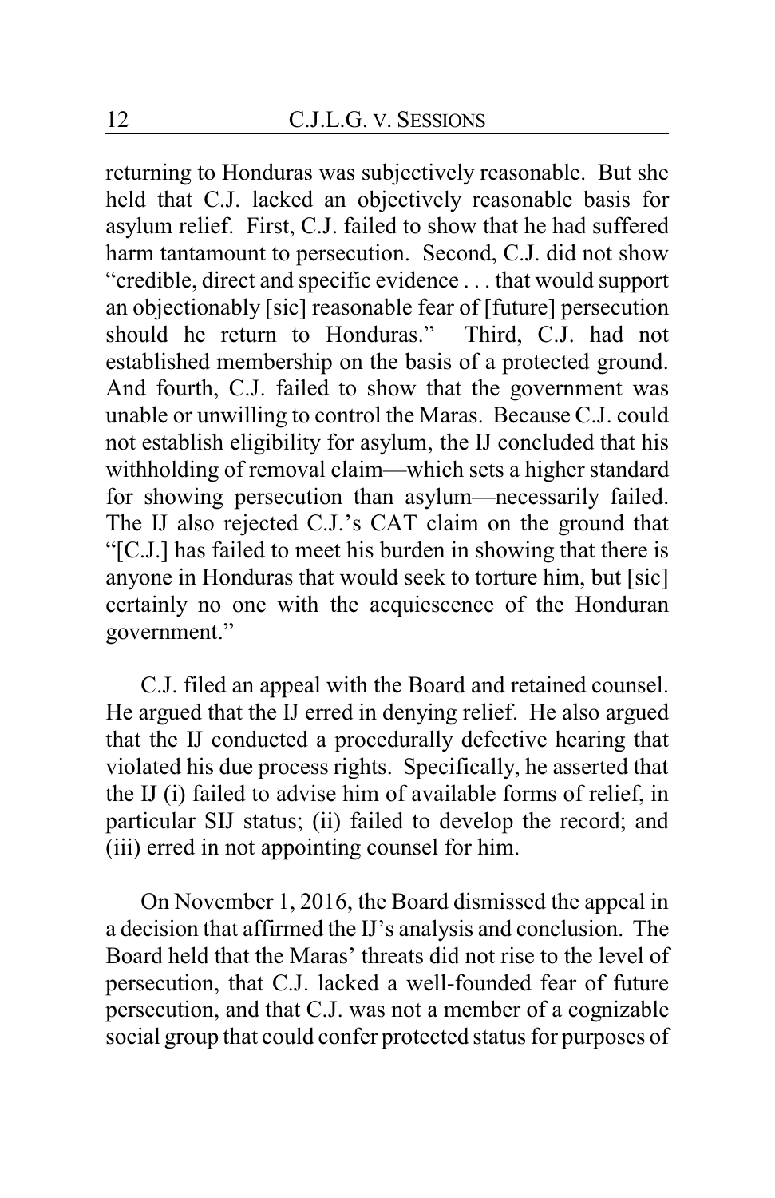returning to Honduras was subjectively reasonable. But she held that C.J. lacked an objectively reasonable basis for asylum relief. First, C.J. failed to show that he had suffered harm tantamount to persecution. Second, C.J. did not show "credible, direct and specific evidence . . . that would support an objectionably [sic] reasonable fear of [future] persecution should he return to Honduras." Third, C.J. had not established membership on the basis of a protected ground. And fourth, C.J. failed to show that the government was unable or unwilling to control the Maras. Because C.J. could not establish eligibility for asylum, the IJ concluded that his withholding of removal claim—which sets a higher standard for showing persecution than asylum—necessarily failed. The IJ also rejected C.J.'s CAT claim on the ground that "[C.J.] has failed to meet his burden in showing that there is anyone in Honduras that would seek to torture him, but [sic] certainly no one with the acquiescence of the Honduran government."

C.J. filed an appeal with the Board and retained counsel. He argued that the IJ erred in denying relief. He also argued that the IJ conducted a procedurally defective hearing that violated his due process rights. Specifically, he asserted that the IJ (i) failed to advise him of available forms of relief, in particular SIJ status; (ii) failed to develop the record; and (iii) erred in not appointing counsel for him.

On November 1, 2016, the Board dismissed the appeal in a decision that affirmed the IJ's analysis and conclusion. The Board held that the Maras' threats did not rise to the level of persecution, that C.J. lacked a well-founded fear of future persecution, and that C.J. was not a member of a cognizable social group that could confer protected status for purposes of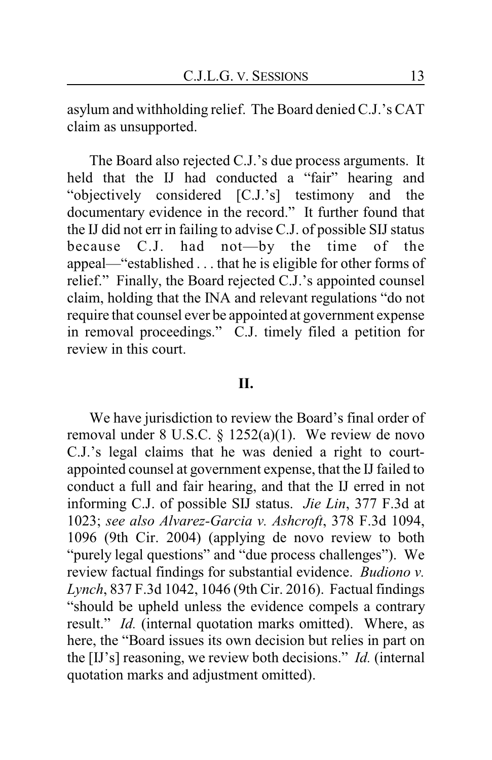asylum and withholding relief. The Board denied C.J.'s CAT claim as unsupported.

The Board also rejected C.J.'s due process arguments. It held that the IJ had conducted a "fair" hearing and "objectively considered [C.J.'s] testimony and the documentary evidence in the record." It further found that the IJ did not err in failing to advise C.J. of possible SIJ status because C.J. had not—by the time of the appeal—"established . . . that he is eligible for other forms of relief." Finally, the Board rejected C.J.'s appointed counsel claim, holding that the INA and relevant regulations "do not require that counsel ever be appointed at government expense in removal proceedings." C.J. timely filed a petition for review in this court.

## II.

We have jurisdiction to review the Board's final order of removal under 8 U.S.C. § 1252(a)(1). We review de novo C.J.'s legal claims that he was denied a right to court-appointed counsel at government expense, that the IJ failed to conduct a full and fair hearing, and that the IJ erred in not informing C.J. of possible SIJ status. *Jie Lin*, 377 F.3d at 1023; *see also Alvarez-Garcia v. Ashcroft*, 378 F.3d 1094, 1096 (9th Cir. 2004) (applying de novo review to both "purely legal questions" and "due process challenges"). We review factual findings for substantial evidence. *Budiono v. Lynch*, 837 F.3d 1042, 1046 (9th Cir. 2016). Factual findings "should be upheld unless the evidence compels a contrary result." *Id.* (internal quotation marks omitted). Where, as here, the "Board issues its own decision but relies in part on the [IJ's] reasoning, we review both decisions." *Id.* (internal quotation marks and adjustment omitted).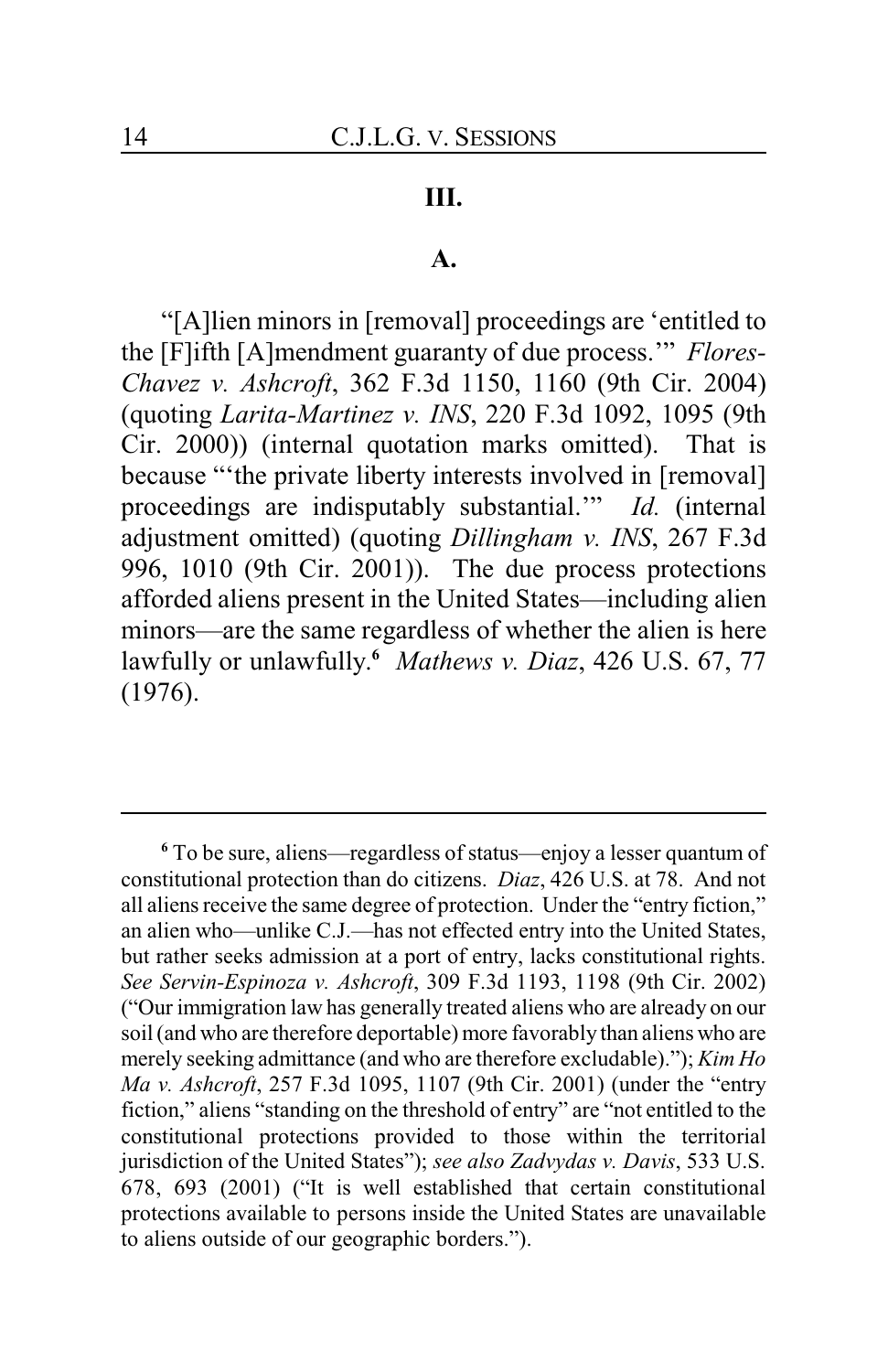## III.

### A.

"[A]lien minors in [removal] proceedings are 'entitled to the [F]ifth [A]mendment guaranty of due process.'" *Flores-Chavez v. Ashcroft*, 362 F.3d 1150, 1160 (9th Cir. 2004) (quoting *Larita-Martinez v. INS*, 220 F.3d 1092, 1095 (9th Cir. 2000)) (internal quotation marks omitted). That is because "'the private liberty interests involved in [removal] proceedings are indisputably substantial.'" *Id.* (internal adjustment omitted) (quoting *Dillingham v. INS*, 267 F.3d 996, 1010 (9th Cir. 2001)). The due process protections afforded aliens present in the United States—including alien minors—are the same regardless of whether the alien is here lawfully or unlawfully.[6] *Mathews v. Diaz*, 426 U.S. 67, 77 (1976).

---

[6] To be sure, aliens—regardless of status—enjoy a lesser quantum of constitutional protection than do citizens. *Diaz*, 426 U.S. at 78. And not all aliens receive the same degree of protection. Under the "entry fiction," an alien who—unlike C.J.—has not effected entry into the United States, but rather seeks admission at a port of entry, lacks constitutional rights. *See Servin-Espinoza v. Ashcroft*, 309 F.3d 1193, 1198 (9th Cir. 2002) ("Our immigration law has generally treated aliens who are already on our soil (and who are therefore deportable) more favorably than aliens who are merely seeking admittance (and who are therefore excludable)."); *Kim Ho Ma v. Ashcroft*, 257 F.3d 1095, 1107 (9th Cir. 2001) (under the "entry fiction," aliens "standing on the threshold of entry" are "not entitled to the constitutional protections provided to those within the territorial jurisdiction of the United States"); *see also Zadvydas v. Davis*, 533 U.S. 678, 693 (2001) ("It is well established that certain constitutional protections available to persons inside the United States are unavailable to aliens outside of our geographic borders.").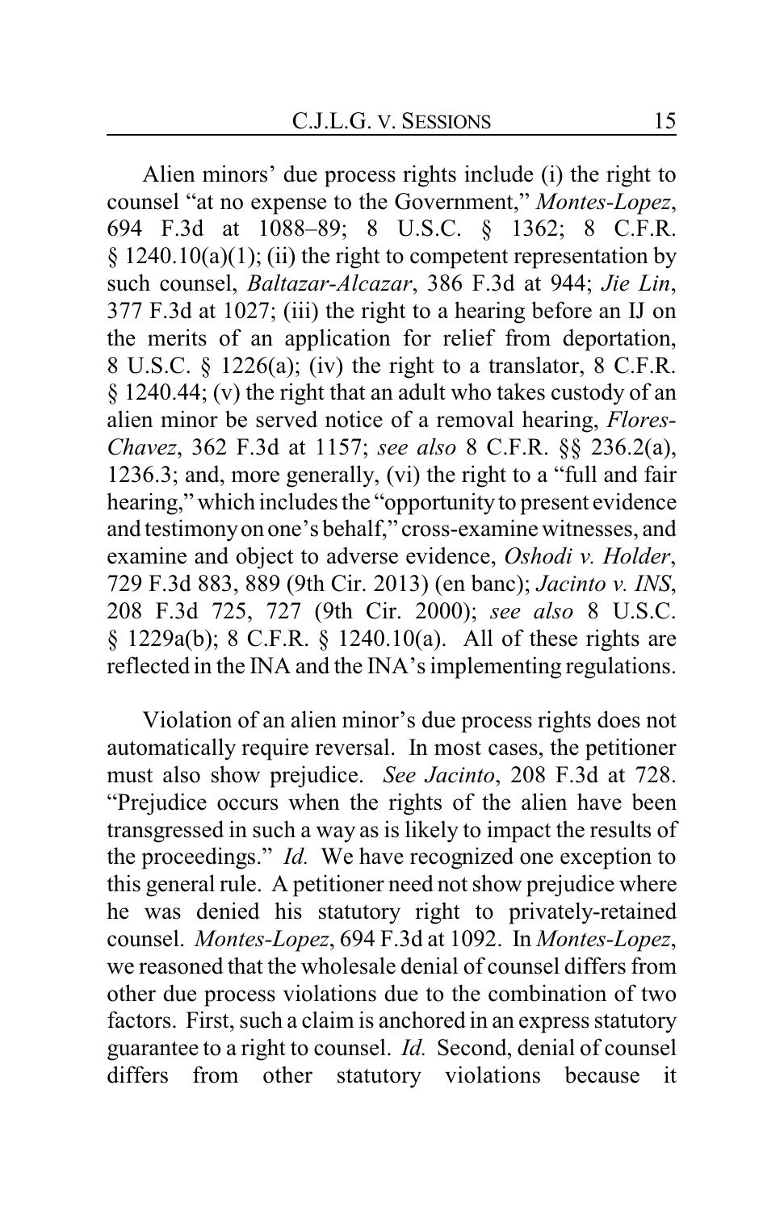Alien minors' due process rights include (i) the right to counsel "at no expense to the Government," *Montes-Lopez*, 694 F.3d at 1088–89; 8 U.S.C. § 1362; 8 C.F.R. § 1240.10(a)(1); (ii) the right to competent representation by such counsel, *Baltazar-Alcazar*, 386 F.3d at 944; *Jie Lin*, 377 F.3d at 1027; (iii) the right to a hearing before an IJ on the merits of an application for relief from deportation, 8 U.S.C. § 1226(a); (iv) the right to a translator, 8 C.F.R. § 1240.44; (v) the right that an adult who takes custody of an alien minor be served notice of a removal hearing, *Flores-Chavez*, 362 F.3d at 1157; *see also* 8 C.F.R. §§ 236.2(a), 1236.3; and, more generally, (vi) the right to a "full and fair hearing," which includes the "opportunity to present evidence and testimony on one's behalf," cross-examine witnesses, and examine and object to adverse evidence, *Oshodi v. Holder*, 729 F.3d 883, 889 (9th Cir. 2013) (en banc); *Jacinto v. INS*, 208 F.3d 725, 727 (9th Cir. 2000); *see also* 8 U.S.C. § 1229a(b); 8 C.F.R. § 1240.10(a). All of these rights are reflected in the INA and the INA's implementing regulations.

Violation of an alien minor's due process rights does not automatically require reversal. In most cases, the petitioner must also show prejudice. *See Jacinto*, 208 F.3d at 728. "Prejudice occurs when the rights of the alien have been transgressed in such a way as is likely to impact the results of the proceedings." *Id.* We have recognized one exception to this general rule. A petitioner need not show prejudice where he was denied his statutory right to privately-retained counsel. *Montes-Lopez*, 694 F.3d at 1092. In *Montes-Lopez*, we reasoned that the wholesale denial of counsel differs from other due process violations due to the combination of two factors. First, such a claim is anchored in an express statutory guarantee to a right to counsel. *Id.* Second, denial of counsel differs from other statutory violations because it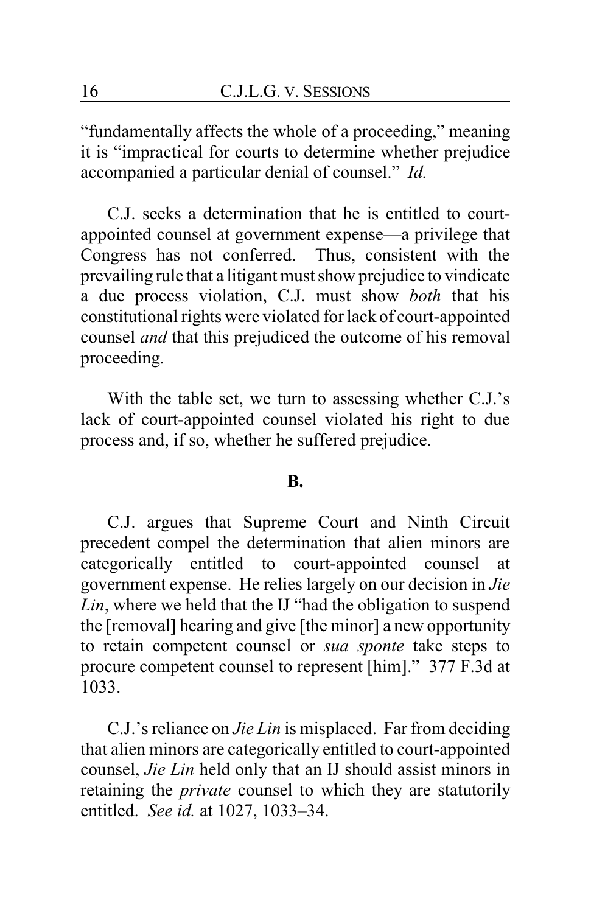"fundamentally affects the whole of a proceeding," meaning it is "impractical for courts to determine whether prejudice accompanied a particular denial of counsel." *Id.*

C.J. seeks a determination that he is entitled to court-appointed counsel at government expense—a privilege that Congress has not conferred. Thus, consistent with the prevailing rule that a litigant must show prejudice to vindicate a due process violation, C.J. must show *both* that his constitutional rights were violated for lack of court-appointed counsel *and* that this prejudiced the outcome of his removal proceeding.

With the table set, we turn to assessing whether C.J.'s lack of court-appointed counsel violated his right to due process and, if so, whether he suffered prejudice.

### B.

C.J. argues that Supreme Court and Ninth Circuit precedent compel the determination that alien minors are categorically entitled to court-appointed counsel at government expense. He relies largely on our decision in *Jie Lin*, where we held that the IJ "had the obligation to suspend the [removal] hearing and give [the minor] a new opportunity to retain competent counsel or *sua sponte* take steps to procure competent counsel to represent [him]." 377 F.3d at 1033.

C.J.'s reliance on *Jie Lin* is misplaced. Far from deciding that alien minors are categorically entitled to court-appointed counsel, *Jie Lin* held only that an IJ should assist minors in retaining the *private* counsel to which they are statutorily entitled. *See id.* at 1027, 1033–34.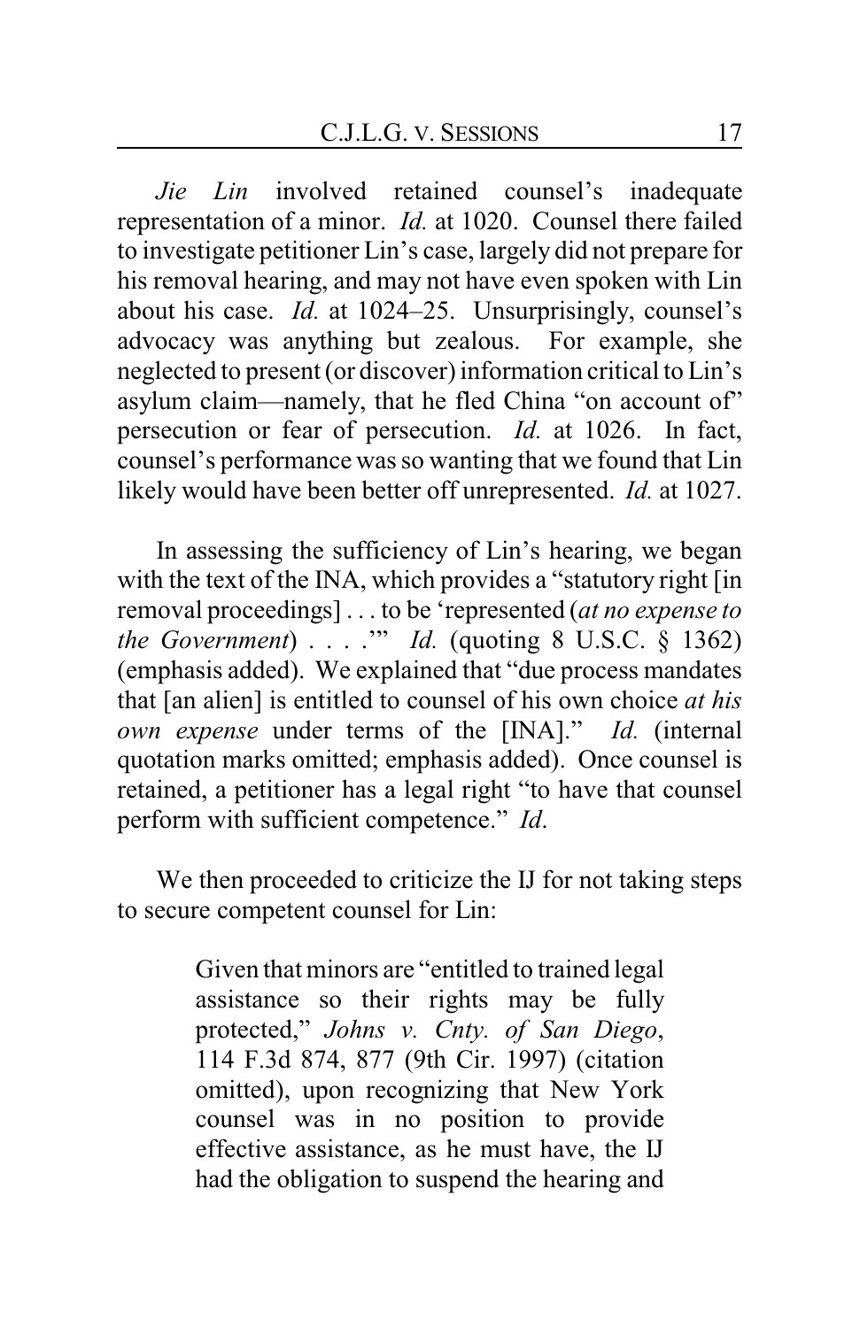*Jie Lin* involved retained counsel's inadequate representation of a minor. *Id.* at 1020. Counsel there failed to investigate petitioner Lin's case, largely did not prepare for his removal hearing, and may not have even spoken with Lin about his case. *Id.* at 1024–25. Unsurprisingly, counsel's advocacy was anything but zealous. For example, she neglected to present (or discover) information critical to Lin's asylum claim—namely, that he fled China "on account of" persecution or fear of persecution. *Id.* at 1026. In fact, counsel's performance was so wanting that we found that Lin likely would have been better off unrepresented. *Id.* at 1027.

In assessing the sufficiency of Lin's hearing, we began with the text of the INA, which provides a "statutory right [in removal proceedings] . . . to be 'represented (*at no expense to the Government*) . . . .'" *Id.* (quoting 8 U.S.C. § 1362) (emphasis added). We explained that "due process mandates that [an alien] is entitled to counsel of his own choice *at his own expense* under terms of the [INA]." *Id.* (internal quotation marks omitted; emphasis added). Once counsel is retained, a petitioner has a legal right "to have that counsel perform with sufficient competence." *Id.*

We then proceeded to criticize the IJ for not taking steps to secure competent counsel for Lin:

> Given that minors are "entitled to trained legal assistance so their rights may be fully protected," *Johns v. Cnty. of San Diego*, 114 F.3d 874, 877 (9th Cir. 1997) (citation omitted), upon recognizing that New York counsel was in no position to provide effective assistance, as he must have, the IJ had the obligation to suspend the hearing and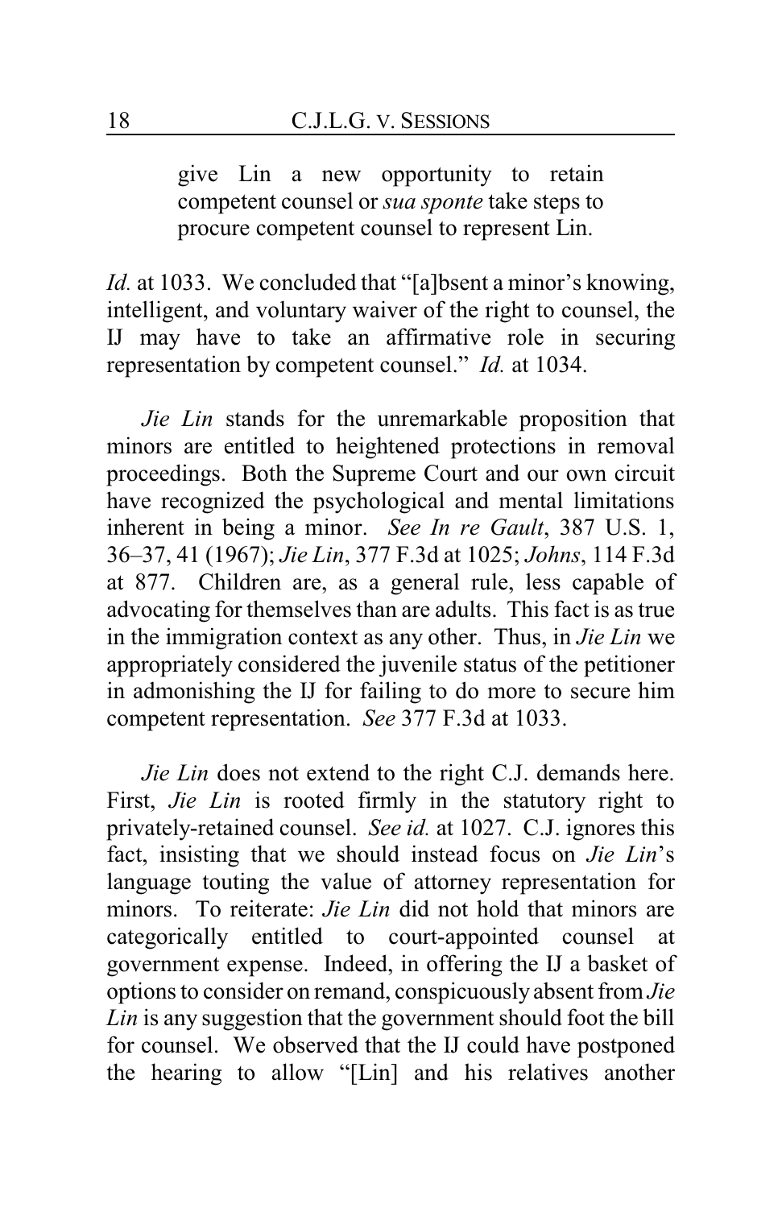> give Lin a new opportunity to retain competent counsel or *sua sponte* take steps to procure competent counsel to represent Lin.

*Id.* at 1033. We concluded that "[a]bsent a minor's knowing, intelligent, and voluntary waiver of the right to counsel, the IJ may have to take an affirmative role in securing representation by competent counsel." *Id.* at 1034.

*Jie Lin* stands for the unremarkable proposition that minors are entitled to heightened protections in removal proceedings. Both the Supreme Court and our own circuit have recognized the psychological and mental limitations inherent in being a minor. *See In re Gault*, 387 U.S. 1, 36–37, 41 (1967); *Jie Lin*, 377 F.3d at 1025; *Johns*, 114 F.3d at 877. Children are, as a general rule, less capable of advocating for themselves than are adults. This fact is as true in the immigration context as any other. Thus, in *Jie Lin* we appropriately considered the juvenile status of the petitioner in admonishing the IJ for failing to do more to secure him competent representation. *See* 377 F.3d at 1033.

*Jie Lin* does not extend to the right C.J. demands here. First, *Jie Lin* is rooted firmly in the statutory right to privately-retained counsel. *See id.* at 1027. C.J. ignores this fact, insisting that we should instead focus on *Jie Lin*'s language touting the value of attorney representation for minors. To reiterate: *Jie Lin* did not hold that minors are categorically entitled to court-appointed counsel at government expense. Indeed, in offering the IJ a basket of options to consider on remand, conspicuously absent from *Jie Lin* is any suggestion that the government should foot the bill for counsel. We observed that the IJ could have postponed the hearing to allow "[Lin] and his relatives another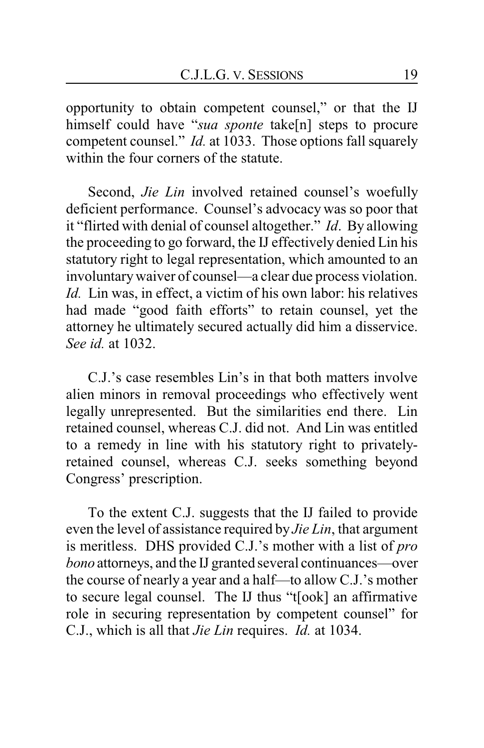opportunity to obtain competent counsel," or that the IJ himself could have "*sua sponte* take[n] steps to procure competent counsel." *Id.* at 1033. Those options fall squarely within the four corners of the statute.

Second, *Jie Lin* involved retained counsel's woefully deficient performance. Counsel's advocacy was so poor that it "flirted with denial of counsel altogether." *Id*. By allowing the proceeding to go forward, the IJ effectively denied Lin his statutory right to legal representation, which amounted to an involuntary waiver of counsel—a clear due process violation. *Id.* Lin was, in effect, a victim of his own labor: his relatives had made "good faith efforts" to retain counsel, yet the attorney he ultimately secured actually did him a disservice. *See id.* at 1032.

C.J.'s case resembles Lin's in that both matters involve alien minors in removal proceedings who effectively went legally unrepresented. But the similarities end there. Lin retained counsel, whereas C.J. did not. And Lin was entitled to a remedy in line with his statutory right to privately-retained counsel, whereas C.J. seeks something beyond Congress' prescription.

To the extent C.J. suggests that the IJ failed to provide even the level of assistance required by *Jie Lin*, that argument is meritless. DHS provided C.J.'s mother with a list of *pro bono* attorneys, and the IJ granted several continuances—over the course of nearly a year and a half—to allow C.J.'s mother to secure legal counsel. The IJ thus "t[ook] an affirmative role in securing representation by competent counsel" for C.J., which is all that *Jie Lin* requires. *Id.* at 1034.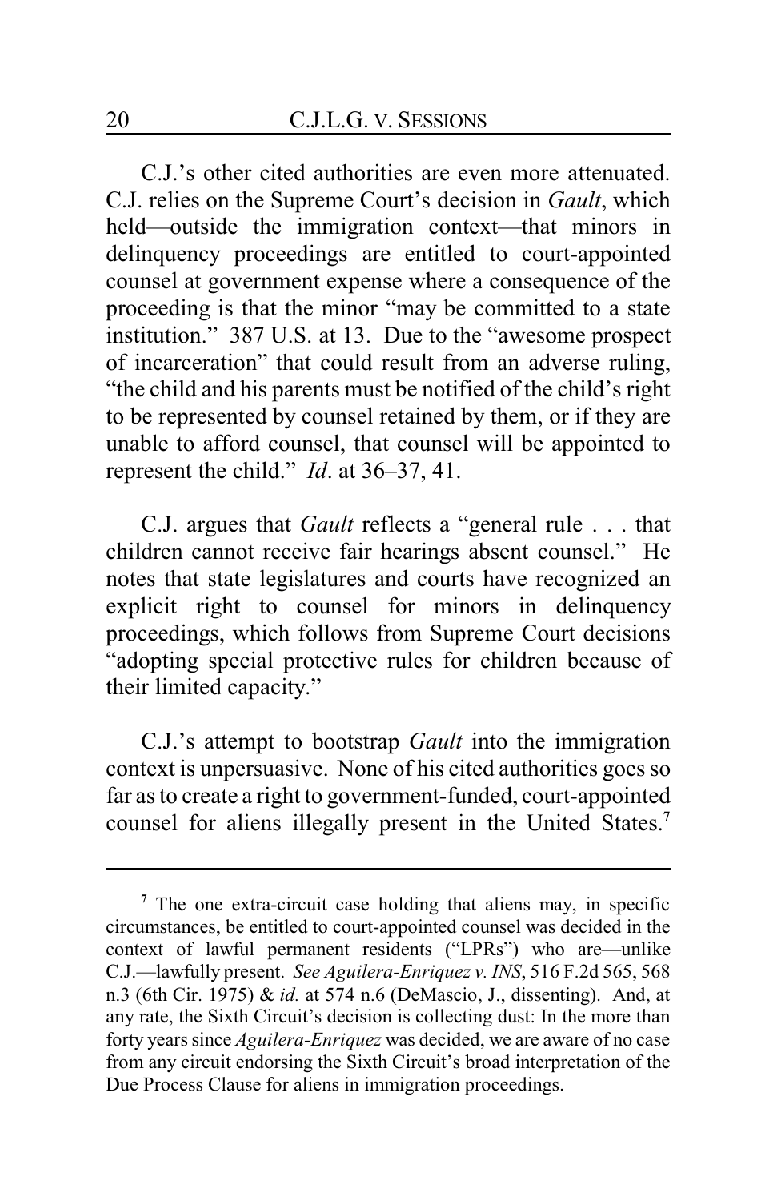C.J.'s other cited authorities are even more attenuated. C.J. relies on the Supreme Court's decision in *Gault*, which held—outside the immigration context—that minors in delinquency proceedings are entitled to court-appointed counsel at government expense where a consequence of the proceeding is that the minor "may be committed to a state institution." 387 U.S. at 13. Due to the "awesome prospect of incarceration" that could result from an adverse ruling, "the child and his parents must be notified of the child's right to be represented by counsel retained by them, or if they are unable to afford counsel, that counsel will be appointed to represent the child." *Id*. at 36–37, 41.

C.J. argues that *Gault* reflects a "general rule . . . that children cannot receive fair hearings absent counsel." He notes that state legislatures and courts have recognized an explicit right to counsel for minors in delinquency proceedings, which follows from Supreme Court decisions "adopting special protective rules for children because of their limited capacity."

C.J.'s attempt to bootstrap *Gault* into the immigration context is unpersuasive. None of his cited authorities goes so far as to create a right to government-funded, court-appointed counsel for aliens illegally present in the United States.[7]

---

[7] The one extra-circuit case holding that aliens may, in specific circumstances, be entitled to court-appointed counsel was decided in the context of lawful permanent residents ("LPRs") who are—unlike C.J.—lawfully present. *See Aguilera-Enriquez v. INS*, 516 F.2d 565, 568 n.3 (6th Cir. 1975) & *id.* at 574 n.6 (DeMascio, J., dissenting). And, at any rate, the Sixth Circuit's decision is collecting dust: In the more than forty years since *Aguilera-Enriquez* was decided, we are aware of no case from any circuit endorsing the Sixth Circuit's broad interpretation of the Due Process Clause for aliens in immigration proceedings.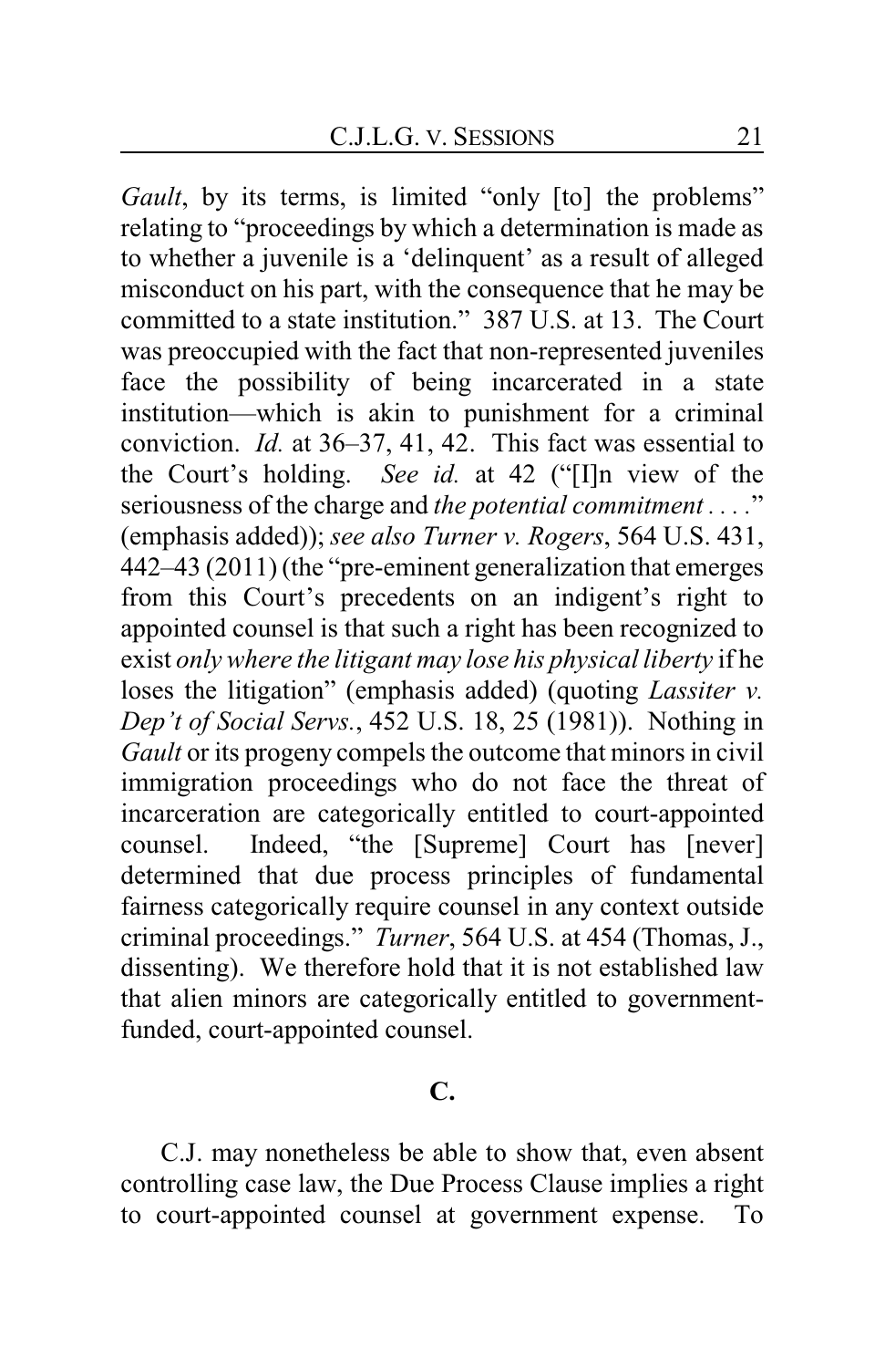*Gault*, by its terms, is limited "only [to] the problems" relating to "proceedings by which a determination is made as to whether a juvenile is a 'delinquent' as a result of alleged misconduct on his part, with the consequence that he may be committed to a state institution." 387 U.S. at 13. The Court was preoccupied with the fact that non-represented juveniles face the possibility of being incarcerated in a state institution—which is akin to punishment for a criminal conviction. *Id.* at 36–37, 41, 42. This fact was essential to the Court's holding. *See id.* at 42 ("[I]n view of the seriousness of the charge and *the potential commitment* . . . ." (emphasis added)); *see also Turner v. Rogers*, 564 U.S. 431, 442–43 (2011) (the "pre-eminent generalization that emerges from this Court's precedents on an indigent's right to appointed counsel is that such a right has been recognized to exist *only where the litigant may lose his physical liberty* if he loses the litigation" (emphasis added) (quoting *Lassiter v. Dep't of Social Servs.*, 452 U.S. 18, 25 (1981)). Nothing in *Gault* or its progeny compels the outcome that minors in civil immigration proceedings who do not face the threat of incarceration are categorically entitled to court-appointed counsel. Indeed, "the [Supreme] Court has [never] determined that due process principles of fundamental fairness categorically require counsel in any context outside criminal proceedings." *Turner*, 564 U.S. at 454 (Thomas, J., dissenting). We therefore hold that it is not established law that alien minors are categorically entitled to government-funded, court-appointed counsel.

### C.

C.J. may nonetheless be able to show that, even absent controlling case law, the Due Process Clause implies a right to court-appointed counsel at government expense. To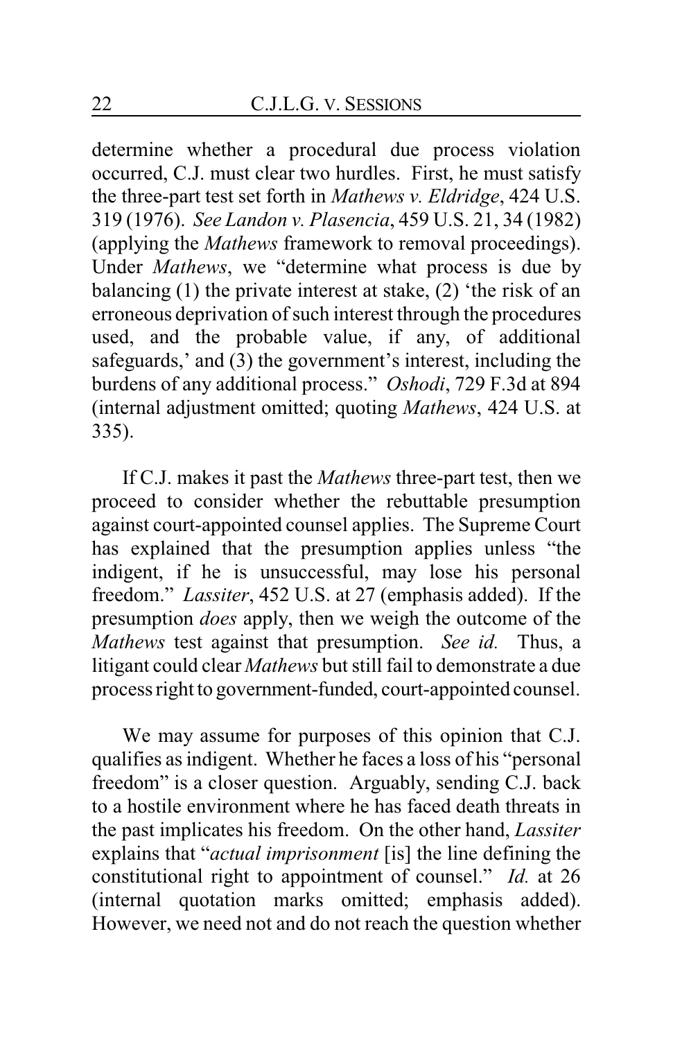determine whether a procedural due process violation occurred, C.J. must clear two hurdles. First, he must satisfy the three-part test set forth in *Mathews v. Eldridge*, 424 U.S. 319 (1976). *See Landon v. Plasencia*, 459 U.S. 21, 34 (1982) (applying the *Mathews* framework to removal proceedings). Under *Mathews*, we "determine what process is due by balancing (1) the private interest at stake, (2) 'the risk of an erroneous deprivation of such interest through the procedures used, and the probable value, if any, of additional safeguards,' and (3) the government's interest, including the burdens of any additional process." *Oshodi*, 729 F.3d at 894 (internal adjustment omitted; quoting *Mathews*, 424 U.S. at 335).

If C.J. makes it past the *Mathews* three-part test, then we proceed to consider whether the rebuttable presumption against court-appointed counsel applies. The Supreme Court has explained that the presumption applies unless "the indigent, if he is unsuccessful, may lose his personal freedom." *Lassiter*, 452 U.S. at 27 (emphasis added). If the presumption *does* apply, then we weigh the outcome of the *Mathews* test against that presumption. *See id.* Thus, a litigant could clear *Mathews* but still fail to demonstrate a due process right to government-funded, court-appointed counsel.

We may assume for purposes of this opinion that C.J. qualifies as indigent. Whether he faces a loss of his "personal freedom" is a closer question. Arguably, sending C.J. back to a hostile environment where he has faced death threats in the past implicates his freedom. On the other hand, *Lassiter* explains that "*actual imprisonment* [is] the line defining the constitutional right to appointment of counsel." *Id.* at 26 (internal quotation marks omitted; emphasis added). However, we need not and do not reach the question whether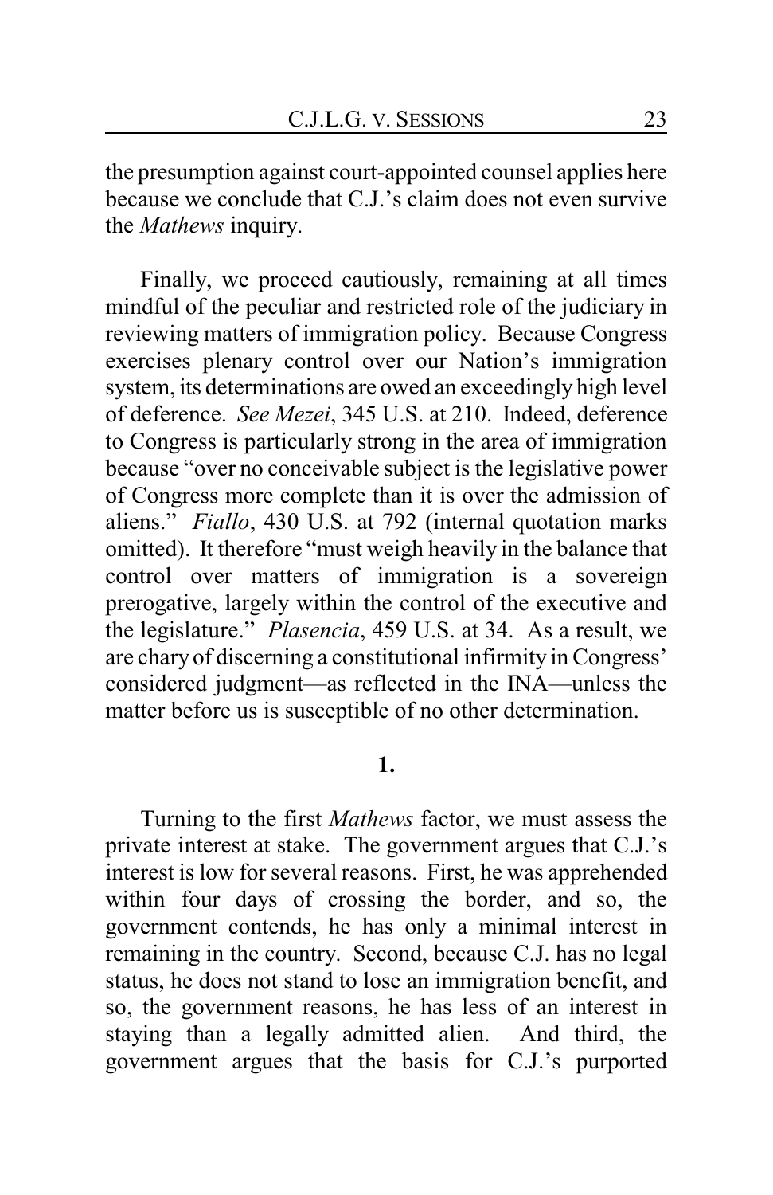the presumption against court-appointed counsel applies here because we conclude that C.J.'s claim does not even survive the *Mathews* inquiry.

Finally, we proceed cautiously, remaining at all times mindful of the peculiar and restricted role of the judiciary in reviewing matters of immigration policy. Because Congress exercises plenary control over our Nation's immigration system, its determinations are owed an exceedingly high level of deference. *See Mezei*, 345 U.S. at 210. Indeed, deference to Congress is particularly strong in the area of immigration because "over no conceivable subject is the legislative power of Congress more complete than it is over the admission of aliens." *Fiallo*, 430 U.S. at 792 (internal quotation marks omitted). It therefore "must weigh heavily in the balance that control over matters of immigration is a sovereign prerogative, largely within the control of the executive and the legislature." *Plasencia*, 459 U.S. at 34. As a result, we are chary of discerning a constitutional infirmity in Congress' considered judgment—as reflected in the INA—unless the matter before us is susceptible of no other determination.

**1.**

Turning to the first *Mathews* factor, we must assess the private interest at stake. The government argues that C.J.'s interest is low for several reasons. First, he was apprehended within four days of crossing the border, and so, the government contends, he has only a minimal interest in remaining in the country. Second, because C.J. has no legal status, he does not stand to lose an immigration benefit, and so, the government reasons, he has less of an interest in staying than a legally admitted alien. And third, the government argues that the basis for C.J.'s purported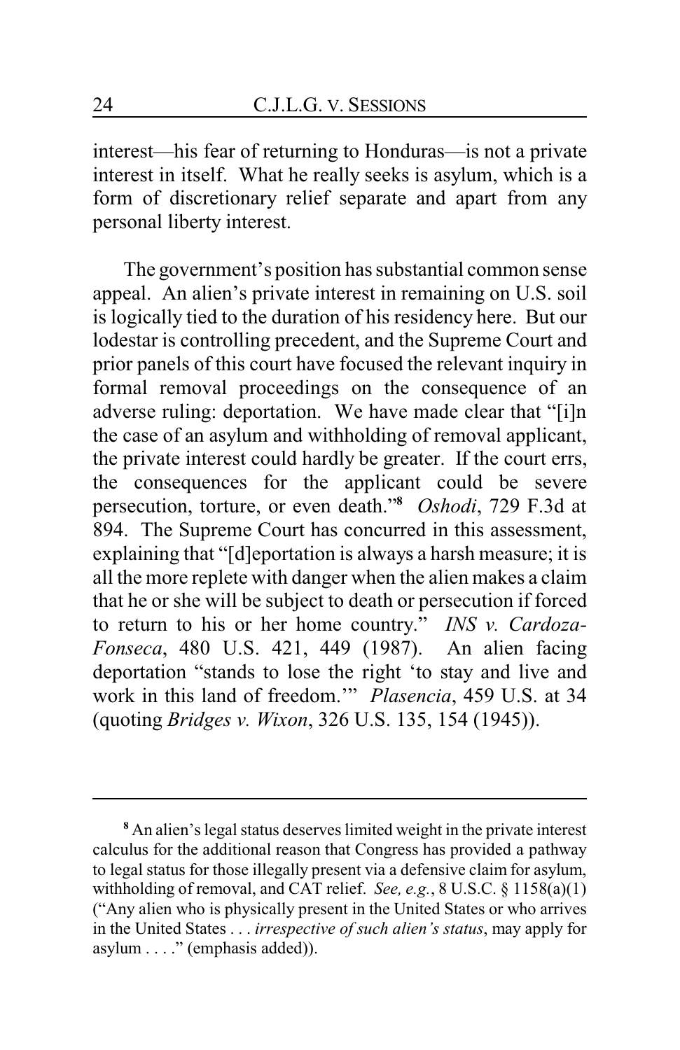interest—his fear of returning to Honduras—is not a private interest in itself. What he really seeks is asylum, which is a form of discretionary relief separate and apart from any personal liberty interest.

The government's position has substantial common sense appeal. An alien's private interest in remaining on U.S. soil is logically tied to the duration of his residency here. But our lodestar is controlling precedent, and the Supreme Court and prior panels of this court have focused the relevant inquiry in formal removal proceedings on the consequence of an adverse ruling: deportation. We have made clear that "[i]n the case of an asylum and withholding of removal applicant, the private interest could hardly be greater. If the court errs, the consequences for the applicant could be severe persecution, torture, or even death."[8] *Oshodi*, 729 F.3d at 894. The Supreme Court has concurred in this assessment, explaining that "[d]eportation is always a harsh measure; it is all the more replete with danger when the alien makes a claim that he or she will be subject to death or persecution if forced to return to his or her home country." *INS v. Cardoza-Fonseca*, 480 U.S. 421, 449 (1987). An alien facing deportation "stands to lose the right 'to stay and live and work in this land of freedom.'" *Plasencia*, 459 U.S. at 34 (quoting *Bridges v. Wixon*, 326 U.S. 135, 154 (1945)).

---

[8] An alien's legal status deserves limited weight in the private interest calculus for the additional reason that Congress has provided a pathway to legal status for those illegally present via a defensive claim for asylum, withholding of removal, and CAT relief. *See, e.g.*, 8 U.S.C. § 1158(a)(1) ("Any alien who is physically present in the United States or who arrives in the United States . . . *irrespective of such alien's status*, may apply for asylum . . . ." (emphasis added)).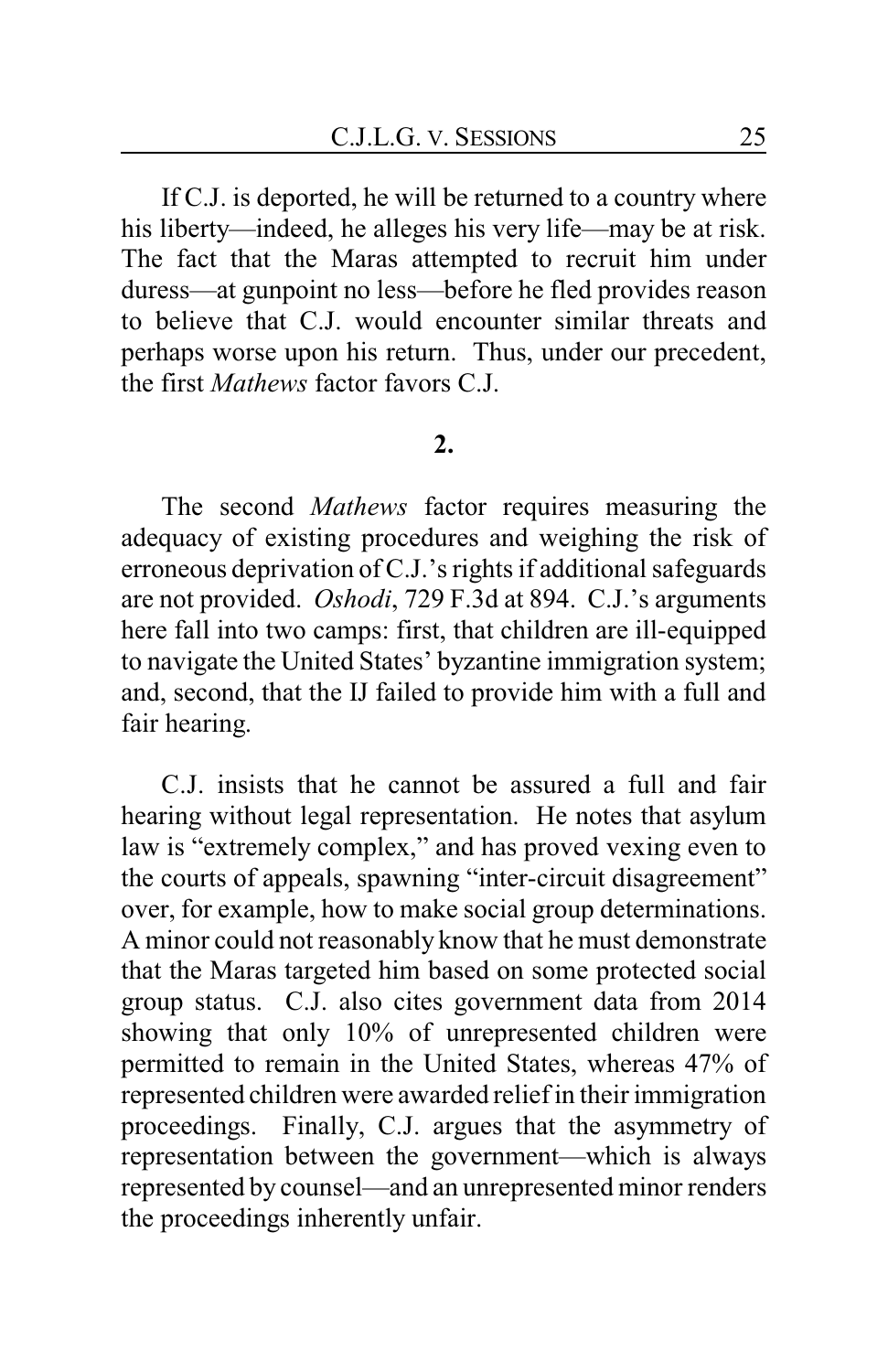If C.J. is deported, he will be returned to a country where his liberty—indeed, he alleges his very life—may be at risk. The fact that the Maras attempted to recruit him under duress—at gunpoint no less—before he fled provides reason to believe that C.J. would encounter similar threats and perhaps worse upon his return. Thus, under our precedent, the first *Mathews* factor favors C.J.

**2.**

The second *Mathews* factor requires measuring the adequacy of existing procedures and weighing the risk of erroneous deprivation of C.J.'s rights if additional safeguards are not provided. *Oshodi*, 729 F.3d at 894. C.J.'s arguments here fall into two camps: first, that children are ill-equipped to navigate the United States' byzantine immigration system; and, second, that the IJ failed to provide him with a full and fair hearing.

C.J. insists that he cannot be assured a full and fair hearing without legal representation. He notes that asylum law is "extremely complex," and has proved vexing even to the courts of appeals, spawning "inter-circuit disagreement" over, for example, how to make social group determinations. A minor could not reasonably know that he must demonstrate that the Maras targeted him based on some protected social group status. C.J. also cites government data from 2014 showing that only 10% of unrepresented children were permitted to remain in the United States, whereas 47% of represented children were awarded relief in their immigration proceedings. Finally, C.J. argues that the asymmetry of representation between the government—which is always represented by counsel—and an unrepresented minor renders the proceedings inherently unfair.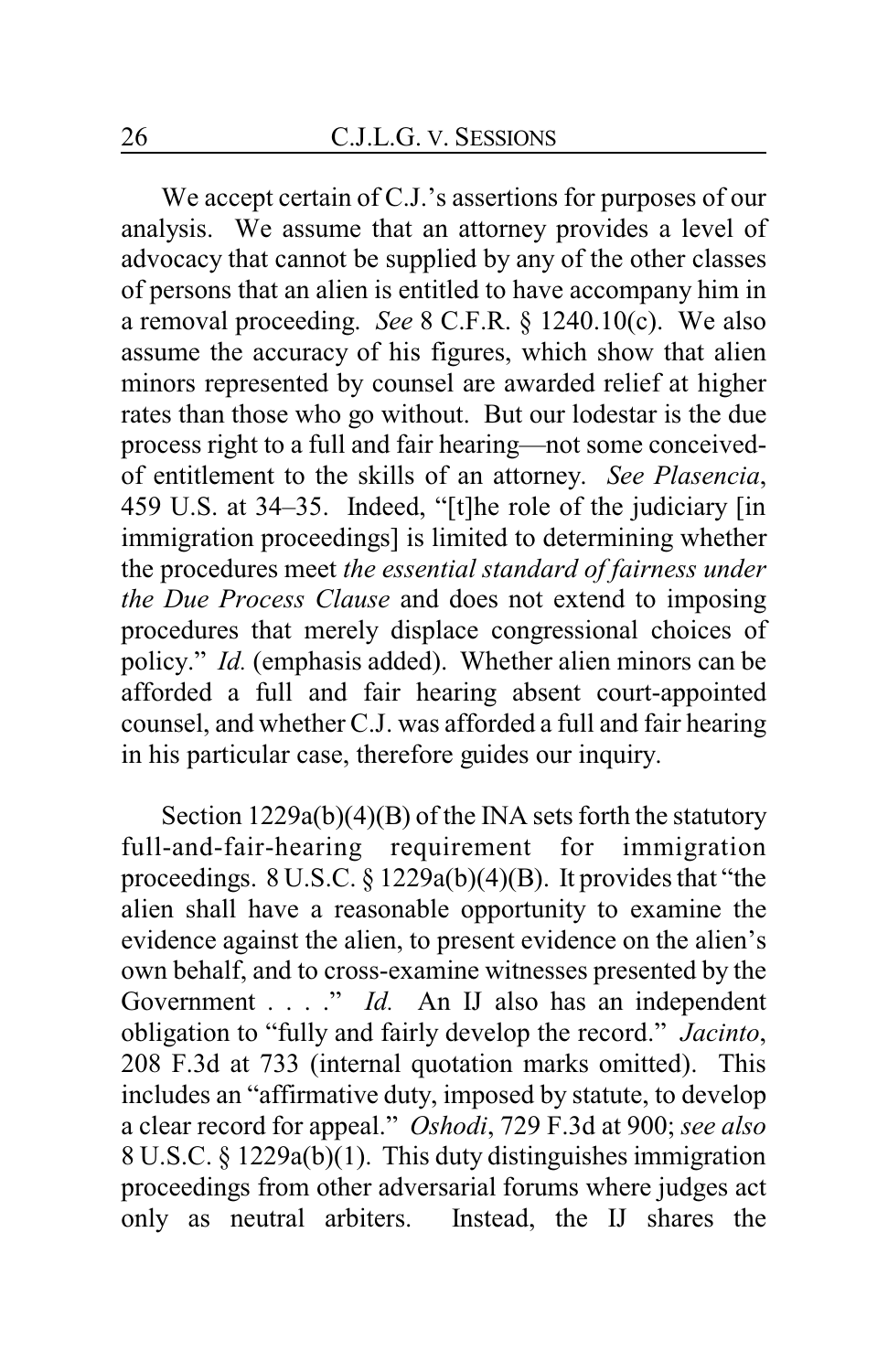We accept certain of C.J.'s assertions for purposes of our analysis. We assume that an attorney provides a level of advocacy that cannot be supplied by any of the other classes of persons that an alien is entitled to have accompany him in a removal proceeding. *See* 8 C.F.R. § 1240.10(c). We also assume the accuracy of his figures, which show that alien minors represented by counsel are awarded relief at higher rates than those who go without. But our lodestar is the due process right to a full and fair hearing—not some conceived-of entitlement to the skills of an attorney. *See Plasencia*, 459 U.S. at 34–35. Indeed, "[t]he role of the judiciary [in immigration proceedings] is limited to determining whether the procedures meet *the essential standard of fairness under the Due Process Clause* and does not extend to imposing procedures that merely displace congressional choices of policy." *Id.* (emphasis added). Whether alien minors can be afforded a full and fair hearing absent court-appointed counsel, and whether C.J. was afforded a full and fair hearing in his particular case, therefore guides our inquiry.

Section 1229a(b)(4)(B) of the INA sets forth the statutory full-and-fair-hearing requirement for immigration proceedings. 8 U.S.C. § 1229a(b)(4)(B). It provides that "the alien shall have a reasonable opportunity to examine the evidence against the alien, to present evidence on the alien's own behalf, and to cross-examine witnesses presented by the Government . . . ." *Id.* An IJ also has an independent obligation to "fully and fairly develop the record." *Jacinto*, 208 F.3d at 733 (internal quotation marks omitted). This includes an "affirmative duty, imposed by statute, to develop a clear record for appeal." *Oshodi*, 729 F.3d at 900; *see also* 8 U.S.C. § 1229a(b)(1). This duty distinguishes immigration proceedings from other adversarial forums where judges act only as neutral arbiters. Instead, the IJ shares the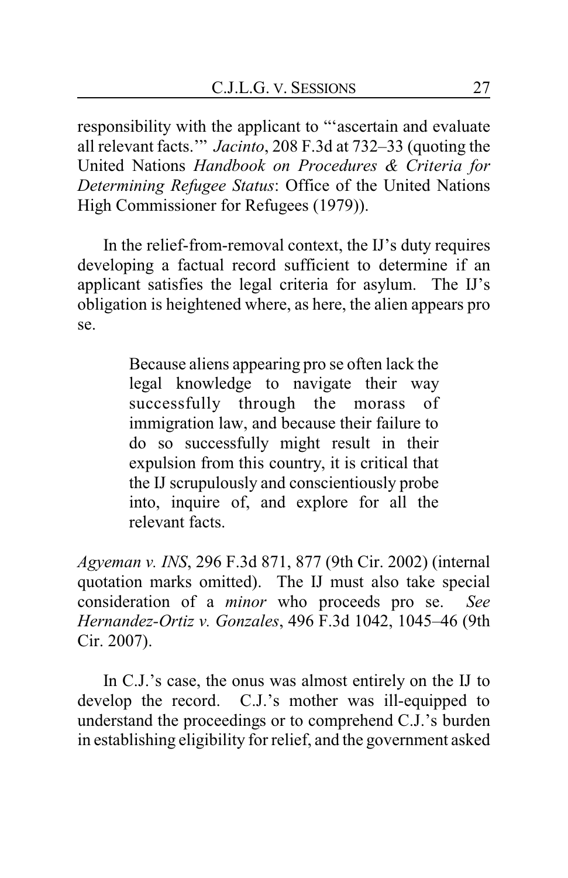responsibility with the applicant to "'ascertain and evaluate all relevant facts.'" *Jacinto*, 208 F.3d at 732–33 (quoting the United Nations *Handbook on Procedures & Criteria for Determining Refugee Status*: Office of the United Nations High Commissioner for Refugees (1979)).

In the relief-from-removal context, the IJ's duty requires developing a factual record sufficient to determine if an applicant satisfies the legal criteria for asylum. The IJ's obligation is heightened where, as here, the alien appears pro se.

> Because aliens appearing pro se often lack the legal knowledge to navigate their way successfully through the morass of immigration law, and because their failure to do so successfully might result in their expulsion from this country, it is critical that the IJ scrupulously and conscientiously probe into, inquire of, and explore for all the relevant facts.

*Agyeman v. INS*, 296 F.3d 871, 877 (9th Cir. 2002) (internal quotation marks omitted). The IJ must also take special consideration of a *minor* who proceeds pro se. *See Hernandez-Ortiz v. Gonzales*, 496 F.3d 1042, 1045–46 (9th Cir. 2007).

In C.J.'s case, the onus was almost entirely on the IJ to develop the record. C.J.'s mother was ill-equipped to understand the proceedings or to comprehend C.J.'s burden in establishing eligibility for relief, and the government asked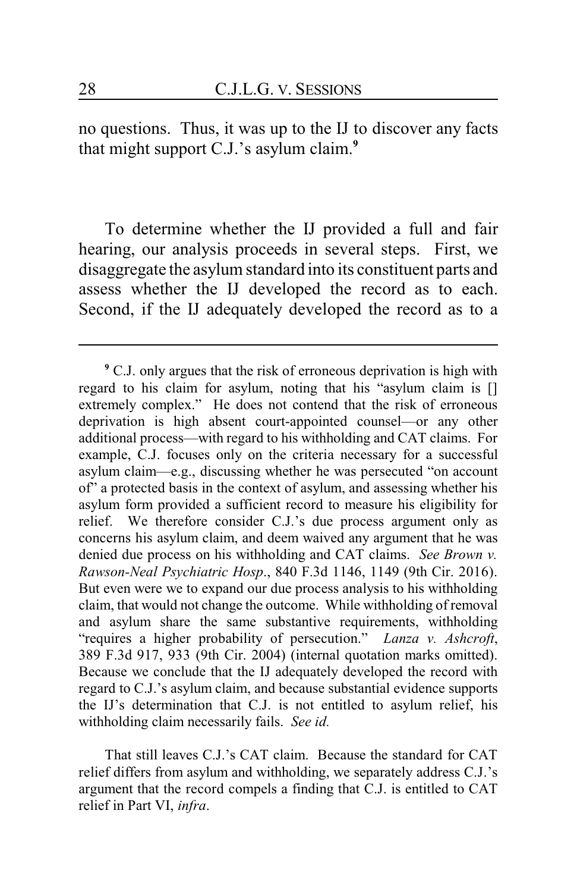no questions. Thus, it was up to the IJ to discover any facts that might support C.J.'s asylum claim.[9]

To determine whether the IJ provided a full and fair hearing, our analysis proceeds in several steps. First, we disaggregate the asylum standard into its constituent parts and assess whether the IJ developed the record as to each. Second, if the IJ adequately developed the record as to a

---

[9] C.J. only argues that the risk of erroneous deprivation is high with regard to his claim for asylum, noting that his "asylum claim is [] extremely complex." He does not contend that the risk of erroneous deprivation is high absent court-appointed counsel—or any other additional process—with regard to his withholding and CAT claims. For example, C.J. focuses only on the criteria necessary for a successful asylum claim—e.g., discussing whether he was persecuted "on account of" a protected basis in the context of asylum, and assessing whether his asylum form provided a sufficient record to measure his eligibility for relief. We therefore consider C.J.'s due process argument only as concerns his asylum claim, and deem waived any argument that he was denied due process on his withholding and CAT claims. *See Brown v. Rawson-Neal Psychiatric Hosp*., 840 F.3d 1146, 1149 (9th Cir. 2016). But even were we to expand our due process analysis to his withholding claim, that would not change the outcome. While withholding of removal and asylum share the same substantive requirements, withholding "requires a higher probability of persecution." *Lanza v. Ashcroft*, 389 F.3d 917, 933 (9th Cir. 2004) (internal quotation marks omitted). Because we conclude that the IJ adequately developed the record with regard to C.J.'s asylum claim, and because substantial evidence supports the IJ's determination that C.J. is not entitled to asylum relief, his withholding claim necessarily fails. *See id.*

That still leaves C.J.'s CAT claim. Because the standard for CAT relief differs from asylum and withholding, we separately address C.J.'s argument that the record compels a finding that C.J. is entitled to CAT relief in Part VI, *infra*.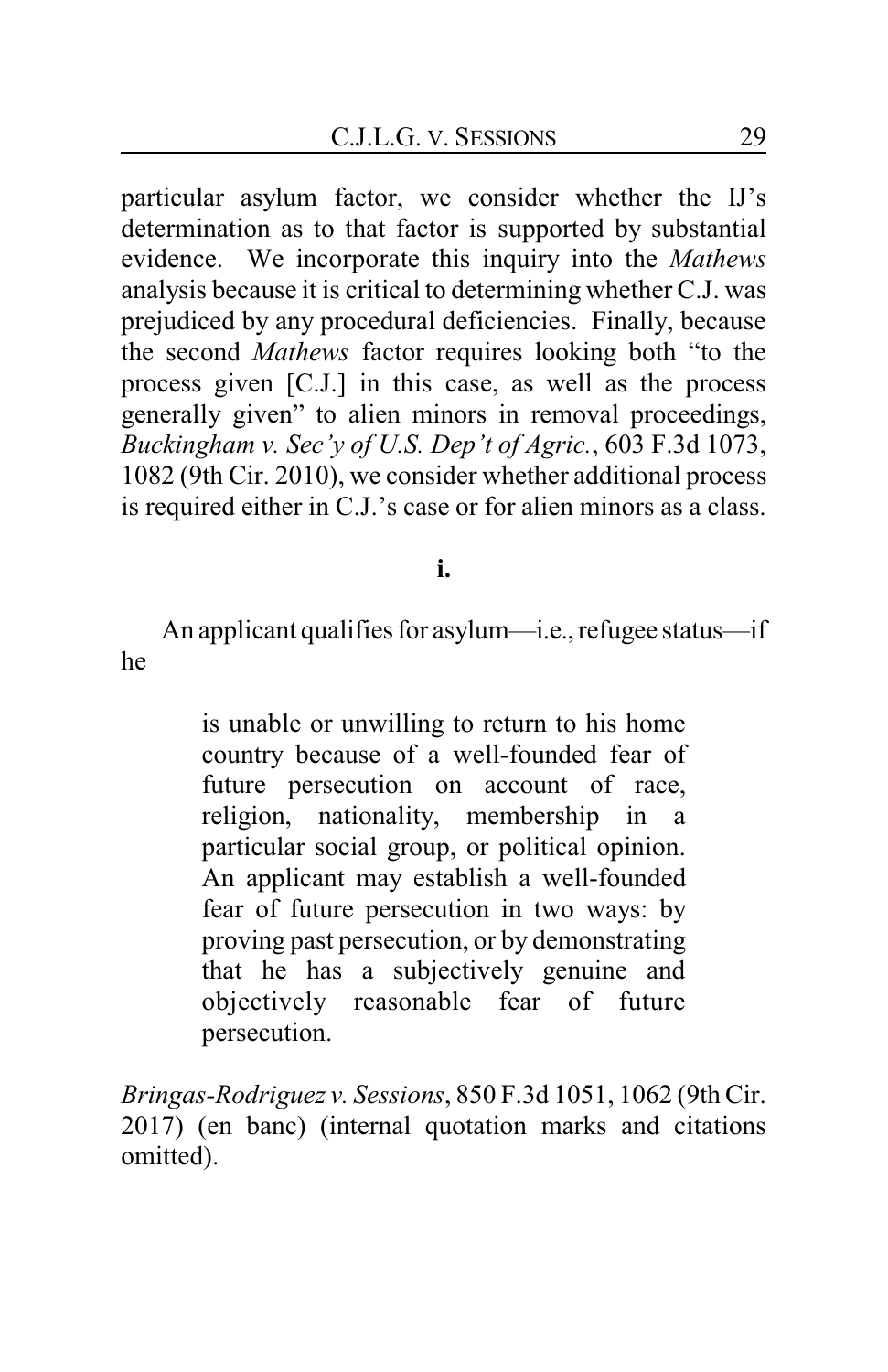particular asylum factor, we consider whether the IJ's determination as to that factor is supported by substantial evidence. We incorporate this inquiry into the *Mathews* analysis because it is critical to determining whether C.J. was prejudiced by any procedural deficiencies. Finally, because the second *Mathews* factor requires looking both "to the process given [C.J.] in this case, as well as the process generally given" to alien minors in removal proceedings, *Buckingham v. Sec'y of U.S. Dep't of Agric.*, 603 F.3d 1073, 1082 (9th Cir. 2010), we consider whether additional process is required either in C.J.'s case or for alien minors as a class.

**i.**

An applicant qualifies for asylum—i.e., refugee status—if he

> is unable or unwilling to return to his home country because of a well-founded fear of future persecution on account of race, religion, nationality, membership in a particular social group, or political opinion. An applicant may establish a well-founded fear of future persecution in two ways: by proving past persecution, or by demonstrating that he has a subjectively genuine and objectively reasonable fear of future persecution.

*Bringas-Rodriguez v. Sessions*, 850 F.3d 1051, 1062 (9th Cir. 2017) (en banc) (internal quotation marks and citations omitted).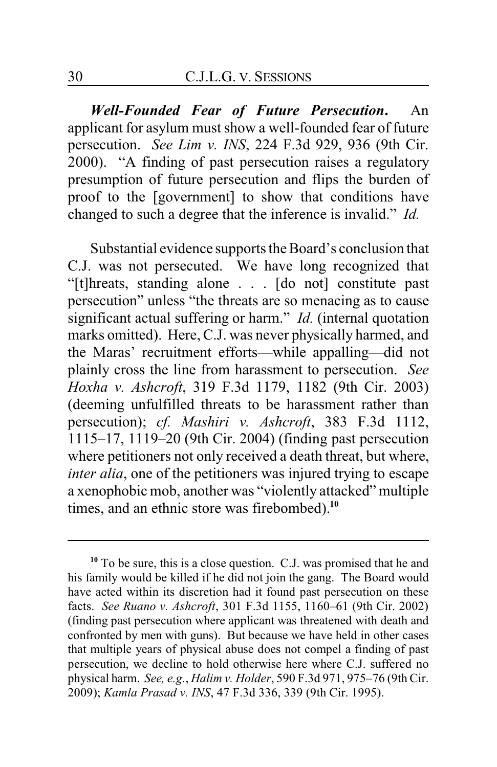***Well-Founded Fear of Future Persecution*.** An applicant for asylum must show a well-founded fear of future persecution. *See Lim v. INS*, 224 F.3d 929, 936 (9th Cir. 2000). "A finding of past persecution raises a regulatory presumption of future persecution and flips the burden of proof to the [government] to show that conditions have changed to such a degree that the inference is invalid." *Id.*

Substantial evidence supports the Board's conclusion that C.J. was not persecuted. We have long recognized that "[t]hreats, standing alone . . . [do not] constitute past persecution" unless "the threats are so menacing as to cause significant actual suffering or harm." *Id.* (internal quotation marks omitted). Here, C.J. was never physically harmed, and the Maras' recruitment efforts—while appalling—did not plainly cross the line from harassment to persecution. *See Hoxha v. Ashcroft*, 319 F.3d 1179, 1182 (9th Cir. 2003) (deeming unfulfilled threats to be harassment rather than persecution); *cf. Mashiri v. Ashcroft*, 383 F.3d 1112, 1115–17, 1119–20 (9th Cir. 2004) (finding past persecution where petitioners not only received a death threat, but where, *inter alia*, one of the petitioners was injured trying to escape a xenophobic mob, another was "violently attacked" multiple times, and an ethnic store was firebombed).[10]

---

[10] To be sure, this is a close question. C.J. was promised that he and his family would be killed if he did not join the gang. The Board would have acted within its discretion had it found past persecution on these facts. *See Ruano v. Ashcroft*, 301 F.3d 1155, 1160–61 (9th Cir. 2002) (finding past persecution where applicant was threatened with death and confronted by men with guns). But because we have held in other cases that multiple years of physical abuse does not compel a finding of past persecution, we decline to hold otherwise here where C.J. suffered no physical harm. *See, e.g.*, *Halim v. Holder*, 590 F.3d 971, 975–76 (9th Cir. 2009); *Kamla Prasad v. INS*, 47 F.3d 336, 339 (9th Cir. 1995).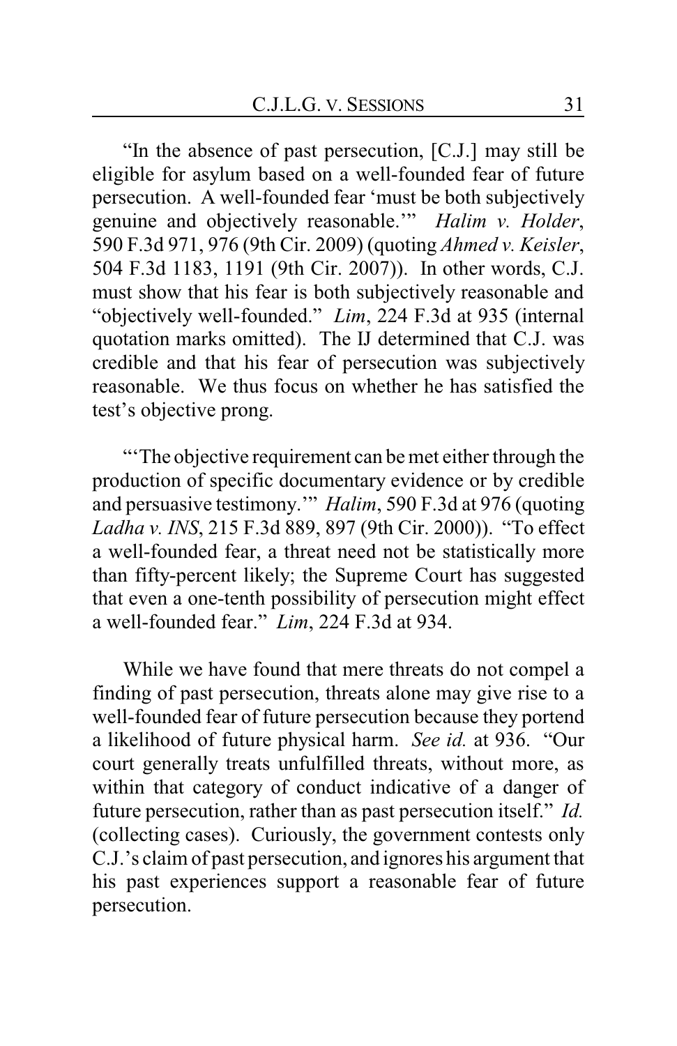"In the absence of past persecution, [C.J.] may still be eligible for asylum based on a well-founded fear of future persecution. A well-founded fear 'must be both subjectively genuine and objectively reasonable.'" *Halim v. Holder*, 590 F.3d 971, 976 (9th Cir. 2009) (quoting *Ahmed v. Keisler*, 504 F.3d 1183, 1191 (9th Cir. 2007)). In other words, C.J. must show that his fear is both subjectively reasonable and "objectively well-founded." *Lim*, 224 F.3d at 935 (internal quotation marks omitted). The IJ determined that C.J. was credible and that his fear of persecution was subjectively reasonable. We thus focus on whether he has satisfied the test's objective prong.

"'The objective requirement can be met either through the production of specific documentary evidence or by credible and persuasive testimony.'" *Halim*, 590 F.3d at 976 (quoting *Ladha v. INS*, 215 F.3d 889, 897 (9th Cir. 2000)). "To effect a well-founded fear, a threat need not be statistically more than fifty-percent likely; the Supreme Court has suggested that even a one-tenth possibility of persecution might effect a well-founded fear." *Lim*, 224 F.3d at 934.

While we have found that mere threats do not compel a finding of past persecution, threats alone may give rise to a well-founded fear of future persecution because they portend a likelihood of future physical harm. *See id.* at 936. "Our court generally treats unfulfilled threats, without more, as within that category of conduct indicative of a danger of future persecution, rather than as past persecution itself." *Id.* (collecting cases). Curiously, the government contests only C.J.'s claim of past persecution, and ignores his argument that his past experiences support a reasonable fear of future persecution.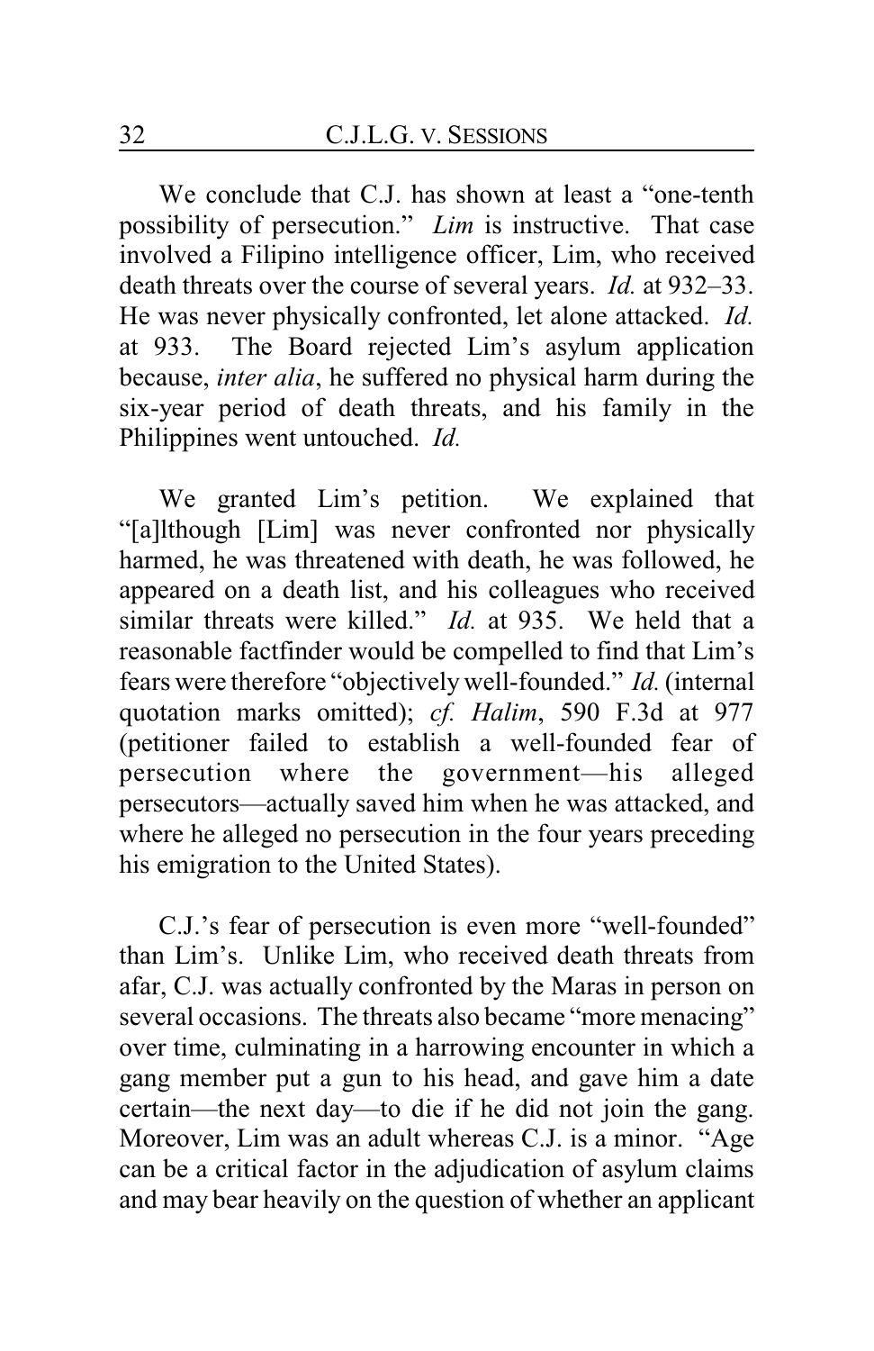We conclude that C.J. has shown at least a "one-tenth possibility of persecution." *Lim* is instructive. That case involved a Filipino intelligence officer, Lim, who received death threats over the course of several years. *Id.* at 932–33. He was never physically confronted, let alone attacked. *Id.* at 933. The Board rejected Lim's asylum application because, *inter alia*, he suffered no physical harm during the six-year period of death threats, and his family in the Philippines went untouched. *Id.*

We granted Lim's petition. We explained that "[a]lthough [Lim] was never confronted nor physically harmed, he was threatened with death, he was followed, he appeared on a death list, and his colleagues who received similar threats were killed." *Id.* at 935. We held that a reasonable factfinder would be compelled to find that Lim's fears were therefore "objectively well-founded." *Id.* (internal quotation marks omitted); *cf. Halim*, 590 F.3d at 977 (petitioner failed to establish a well-founded fear of persecution where the government—his alleged persecutors—actually saved him when he was attacked, and where he alleged no persecution in the four years preceding his emigration to the United States).

C.J.'s fear of persecution is even more "well-founded" than Lim's. Unlike Lim, who received death threats from afar, C.J. was actually confronted by the Maras in person on several occasions. The threats also became "more menacing" over time, culminating in a harrowing encounter in which a gang member put a gun to his head, and gave him a date certain—the next day—to die if he did not join the gang. Moreover, Lim was an adult whereas C.J. is a minor. "Age can be a critical factor in the adjudication of asylum claims and may bear heavily on the question of whether an applicant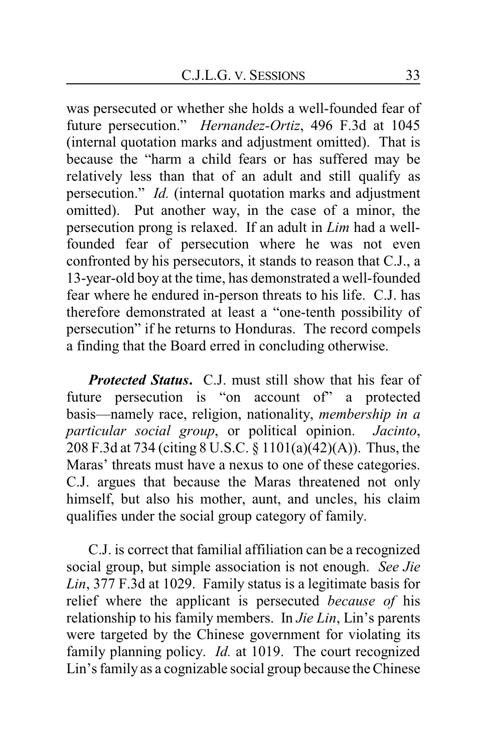was persecuted or whether she holds a well-founded fear of future persecution." *Hernandez-Ortiz*, 496 F.3d at 1045 (internal quotation marks and adjustment omitted). That is because the "harm a child fears or has suffered may be relatively less than that of an adult and still qualify as persecution." *Id.* (internal quotation marks and adjustment omitted). Put another way, in the case of a minor, the persecution prong is relaxed. If an adult in *Lim* had a well-founded fear of persecution where he was not even confronted by his persecutors, it stands to reason that C.J., a 13-year-old boy at the time, has demonstrated a well-founded fear where he endured in-person threats to his life. C.J. has therefore demonstrated at least a "one-tenth possibility of persecution" if he returns to Honduras. The record compels a finding that the Board erred in concluding otherwise.

***Protected Status***. C.J. must still show that his fear of future persecution is "on account of" a protected basis—namely race, religion, nationality, *membership in a particular social group*, or political opinion. *Jacinto*, 208 F.3d at 734 (citing 8 U.S.C. § 1101(a)(42)(A)). Thus, the Maras' threats must have a nexus to one of these categories. C.J. argues that because the Maras threatened not only himself, but also his mother, aunt, and uncles, his claim qualifies under the social group category of family.

C.J. is correct that familial affiliation can be a recognized social group, but simple association is not enough. *See Jie Lin*, 377 F.3d at 1029. Family status is a legitimate basis for relief where the applicant is persecuted *because of* his relationship to his family members. In *Jie Lin*, Lin's parents were targeted by the Chinese government for violating its family planning policy. *Id.* at 1019. The court recognized Lin's family as a cognizable social group because the Chinese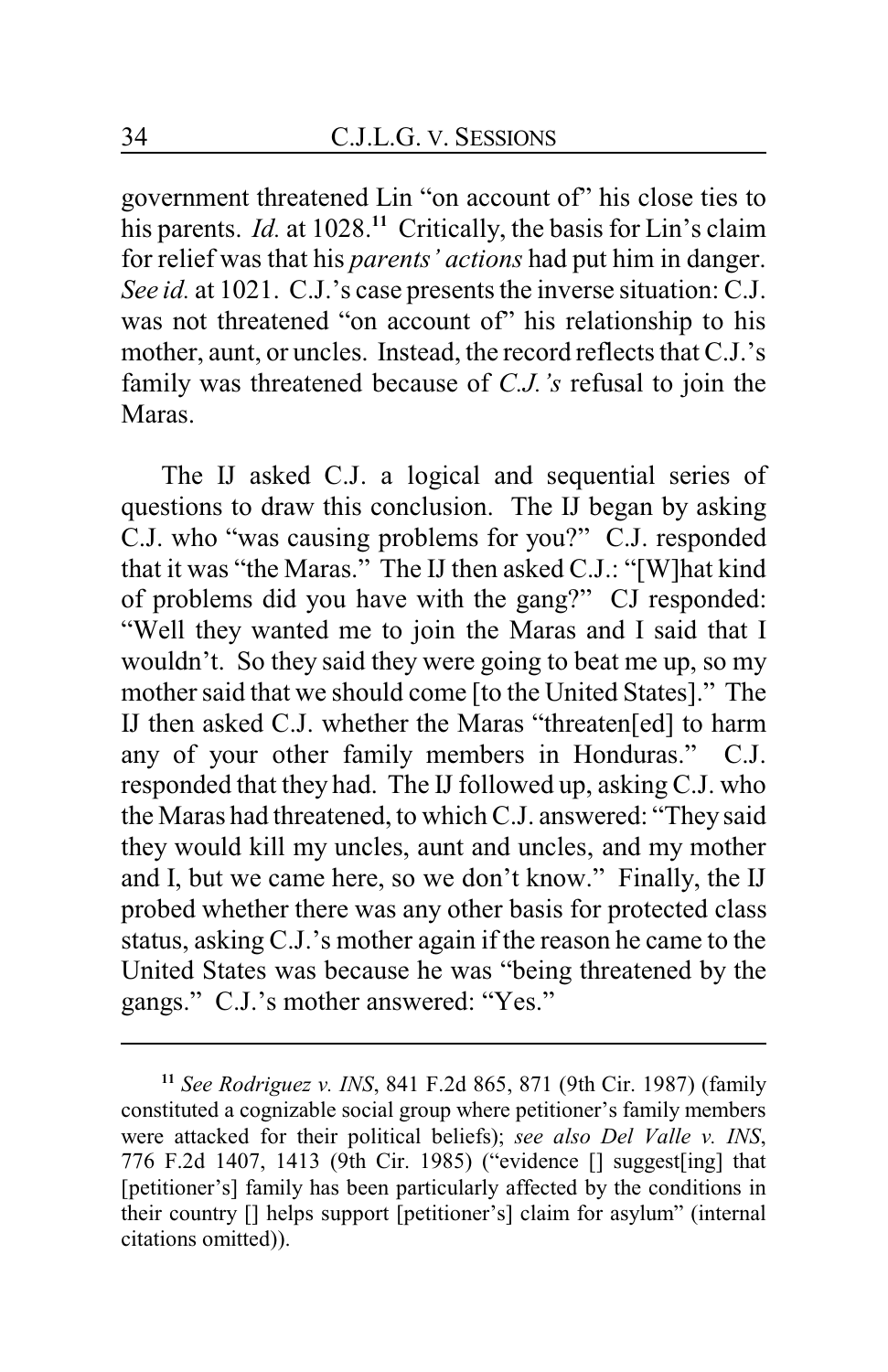government threatened Lin "on account of" his close ties to his parents. *Id.* at 1028.[11] Critically, the basis for Lin's claim for relief was that his *parents' actions* had put him in danger. *See id.* at 1021. C.J.'s case presents the inverse situation: C.J. was not threatened "on account of" his relationship to his mother, aunt, or uncles. Instead, the record reflects that C.J.'s family was threatened because of *C.J.'s* refusal to join the Maras.

The IJ asked C.J. a logical and sequential series of questions to draw this conclusion. The IJ began by asking C.J. who "was causing problems for you?" C.J. responded that it was "the Maras." The IJ then asked C.J.: "[W]hat kind of problems did you have with the gang?" CJ responded: "Well they wanted me to join the Maras and I said that I wouldn't. So they said they were going to beat me up, so my mother said that we should come [to the United States]." The IJ then asked C.J. whether the Maras "threaten[ed] to harm any of your other family members in Honduras." C.J. responded that they had. The IJ followed up, asking C.J. who the Maras had threatened, to which C.J. answered: "They said they would kill my uncles, aunt and uncles, and my mother and I, but we came here, so we don't know." Finally, the IJ probed whether there was any other basis for protected class status, asking C.J.'s mother again if the reason he came to the United States was because he was "being threatened by the gangs." C.J.'s mother answered: "Yes."

---

[11] *See Rodriguez v. INS*, 841 F.2d 865, 871 (9th Cir. 1987) (family constituted a cognizable social group where petitioner's family members were attacked for their political beliefs); *see also Del Valle v. INS*, 776 F.2d 1407, 1413 (9th Cir. 1985) ("evidence [] suggest[ing] that [petitioner's] family has been particularly affected by the conditions in their country [] helps support [petitioner's] claim for asylum" (internal citations omitted)).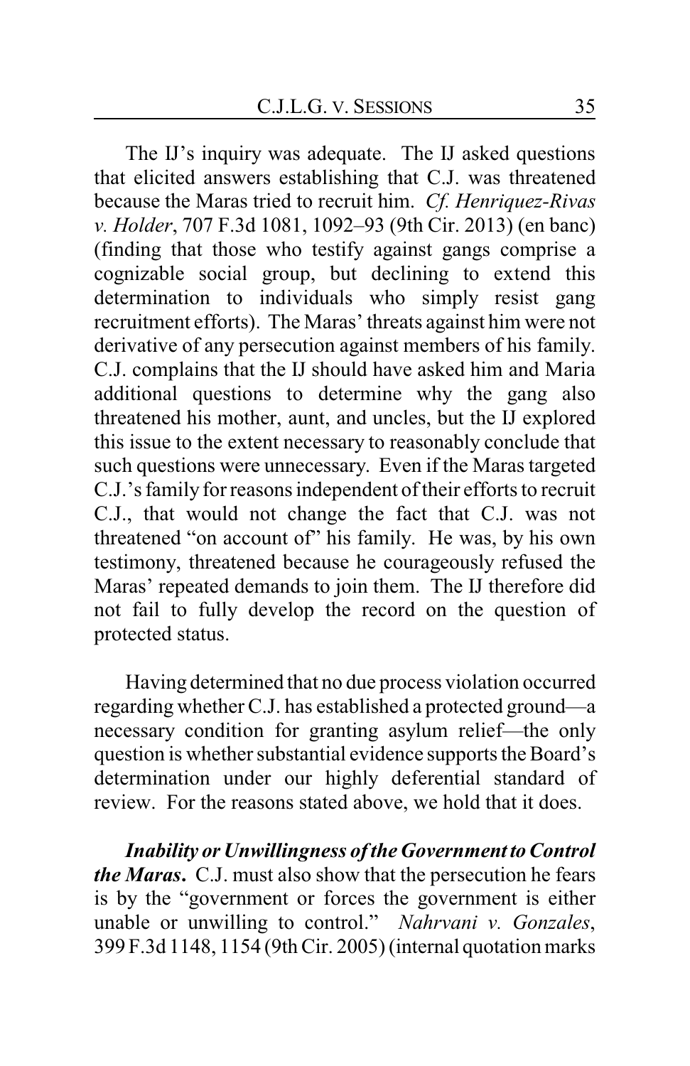The IJ's inquiry was adequate. The IJ asked questions that elicited answers establishing that C.J. was threatened because the Maras tried to recruit him. *Cf. Henriquez-Rivas v. Holder*, 707 F.3d 1081, 1092–93 (9th Cir. 2013) (en banc) (finding that those who testify against gangs comprise a cognizable social group, but declining to extend this determination to individuals who simply resist gang recruitment efforts). The Maras' threats against him were not derivative of any persecution against members of his family. C.J. complains that the IJ should have asked him and Maria additional questions to determine why the gang also threatened his mother, aunt, and uncles, but the IJ explored this issue to the extent necessary to reasonably conclude that such questions were unnecessary. Even if the Maras targeted C.J.'s family for reasons independent of their efforts to recruit C.J., that would not change the fact that C.J. was not threatened "on account of" his family. He was, by his own testimony, threatened because he courageously refused the Maras' repeated demands to join them. The IJ therefore did not fail to fully develop the record on the question of protected status.

Having determined that no due process violation occurred regarding whether C.J. has established a protected ground—a necessary condition for granting asylum relief—the only question is whether substantial evidence supports the Board's determination under our highly deferential standard of review. For the reasons stated above, we hold that it does.

***Inability or Unwillingness of the Government to Control the Maras.*** C.J. must also show that the persecution he fears is by the "government or forces the government is either unable or unwilling to control." *Nahrvani v. Gonzales*, 399 F.3d 1148, 1154 (9th Cir. 2005) (internal quotation marks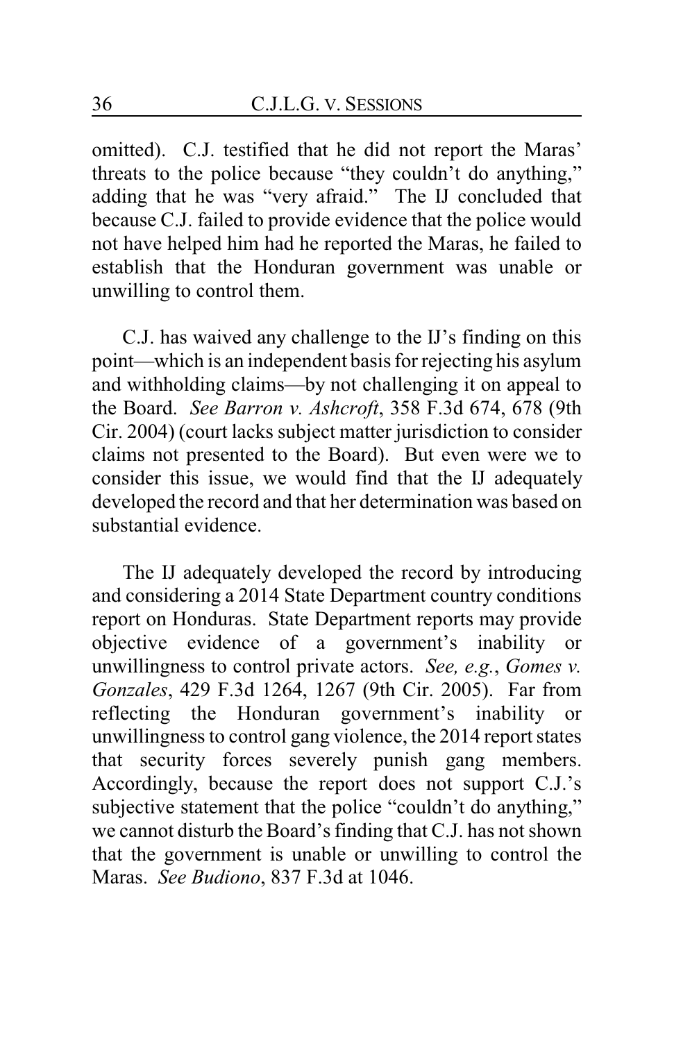omitted). C.J. testified that he did not report the Maras' threats to the police because "they couldn't do anything," adding that he was "very afraid." The IJ concluded that because C.J. failed to provide evidence that the police would not have helped him had he reported the Maras, he failed to establish that the Honduran government was unable or unwilling to control them.

C.J. has waived any challenge to the IJ's finding on this point—which is an independent basis for rejecting his asylum and withholding claims—by not challenging it on appeal to the Board. *See Barron v. Ashcroft*, 358 F.3d 674, 678 (9th Cir. 2004) (court lacks subject matter jurisdiction to consider claims not presented to the Board). But even were we to consider this issue, we would find that the IJ adequately developed the record and that her determination was based on substantial evidence.

The IJ adequately developed the record by introducing and considering a 2014 State Department country conditions report on Honduras. State Department reports may provide objective evidence of a government's inability or unwillingness to control private actors. *See, e.g.*, *Gomes v. Gonzales*, 429 F.3d 1264, 1267 (9th Cir. 2005). Far from reflecting the Honduran government's inability or unwillingness to control gang violence, the 2014 report states that security forces severely punish gang members. Accordingly, because the report does not support C.J.'s subjective statement that the police "couldn't do anything," we cannot disturb the Board's finding that C.J. has not shown that the government is unable or unwilling to control the Maras. *See Budiono*, 837 F.3d at 1046.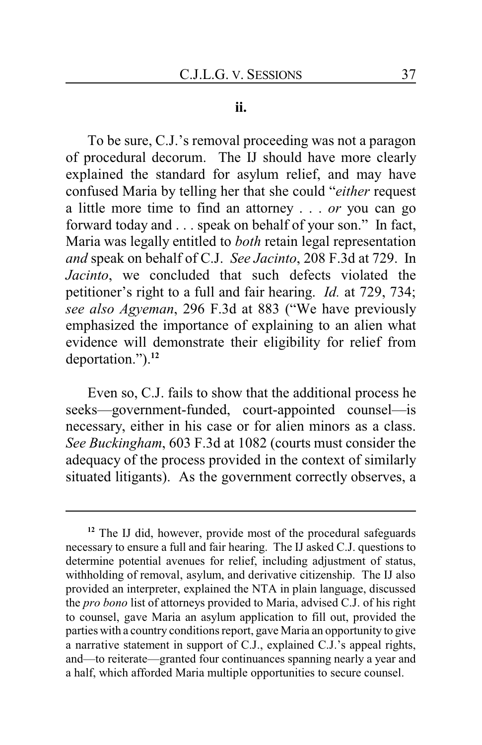**ii.**

To be sure, C.J.'s removal proceeding was not a paragon of procedural decorum. The IJ should have more clearly explained the standard for asylum relief, and may have confused Maria by telling her that she could "*either* request a little more time to find an attorney . . . *or* you can go forward today and . . . speak on behalf of your son." In fact, Maria was legally entitled to *both* retain legal representation *and* speak on behalf of C.J. *See Jacinto*, 208 F.3d at 729. In *Jacinto*, we concluded that such defects violated the petitioner's right to a full and fair hearing. *Id.* at 729, 734; *see also Agyeman*, 296 F.3d at 883 ("We have previously emphasized the importance of explaining to an alien what evidence will demonstrate their eligibility for relief from deportation.").[12]

Even so, C.J. fails to show that the additional process he seeks—government-funded, court-appointed counsel—is necessary, either in his case or for alien minors as a class. *See Buckingham*, 603 F.3d at 1082 (courts must consider the adequacy of the process provided in the context of similarly situated litigants). As the government correctly observes, a

---

[12] The IJ did, however, provide most of the procedural safeguards necessary to ensure a full and fair hearing. The IJ asked C.J. questions to determine potential avenues for relief, including adjustment of status, withholding of removal, asylum, and derivative citizenship. The IJ also provided an interpreter, explained the NTA in plain language, discussed the *pro bono* list of attorneys provided to Maria, advised C.J. of his right to counsel, gave Maria an asylum application to fill out, provided the parties with a country conditions report, gave Maria an opportunity to give a narrative statement in support of C.J., explained C.J.'s appeal rights, and—to reiterate—granted four continuances spanning nearly a year and a half, which afforded Maria multiple opportunities to secure counsel.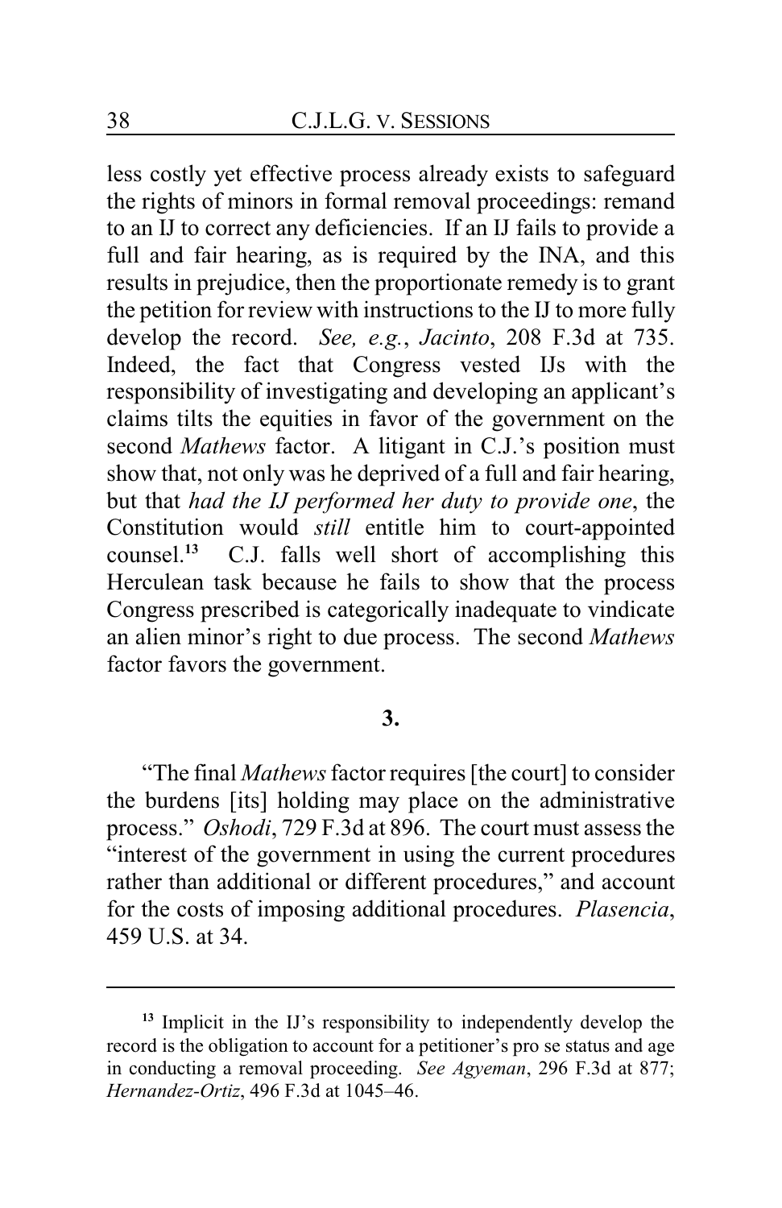less costly yet effective process already exists to safeguard the rights of minors in formal removal proceedings: remand to an IJ to correct any deficiencies. If an IJ fails to provide a full and fair hearing, as is required by the INA, and this results in prejudice, then the proportionate remedy is to grant the petition for review with instructions to the IJ to more fully develop the record. *See, e.g.*, *Jacinto*, 208 F.3d at 735. Indeed, the fact that Congress vested IJs with the responsibility of investigating and developing an applicant's claims tilts the equities in favor of the government on the second *Mathews* factor. A litigant in C.J.'s position must show that, not only was he deprived of a full and fair hearing, but that *had the IJ performed her duty to provide one*, the Constitution would *still* entitle him to court-appointed counsel.[13] C.J. falls well short of accomplishing this Herculean task because he fails to show that the process Congress prescribed is categorically inadequate to vindicate an alien minor's right to due process. The second *Mathews* factor favors the government.

**3.**

"The final *Mathews* factor requires [the court] to consider the burdens [its] holding may place on the administrative process." *Oshodi*, 729 F.3d at 896. The court must assess the "interest of the government in using the current procedures rather than additional or different procedures," and account for the costs of imposing additional procedures. *Plasencia*, 459 U.S. at 34.

---

[13] Implicit in the IJ's responsibility to independently develop the record is the obligation to account for a petitioner's pro se status and age in conducting a removal proceeding. *See Agyeman*, 296 F.3d at 877; *Hernandez-Ortiz*, 496 F.3d at 1045–46.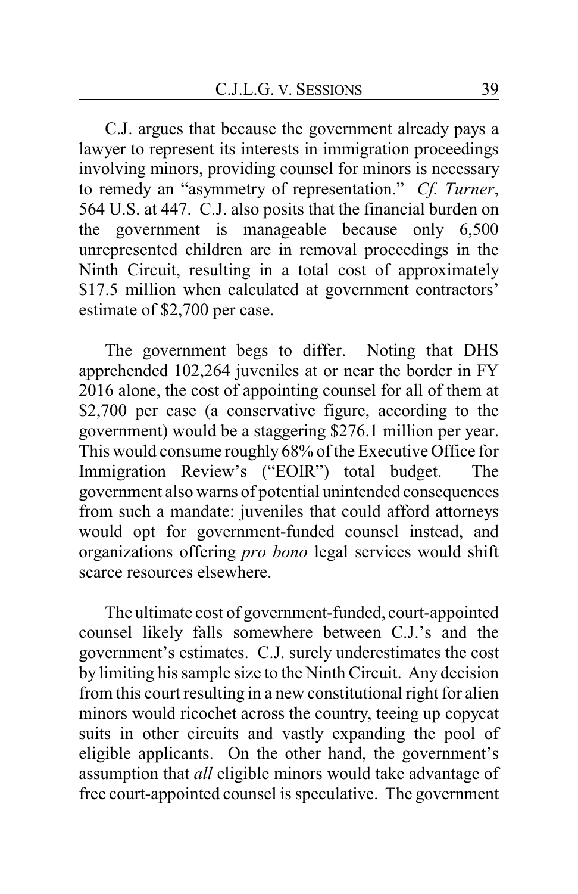C.J. argues that because the government already pays a lawyer to represent its interests in immigration proceedings involving minors, providing counsel for minors is necessary to remedy an "asymmetry of representation." *Cf. Turner*, 564 U.S. at 447. C.J. also posits that the financial burden on the government is manageable because only 6,500 unrepresented children are in removal proceedings in the Ninth Circuit, resulting in a total cost of approximately $17.5 million when calculated at government contractors' estimate of $2,700 per case.

The government begs to differ. Noting that DHS apprehended 102,264 juveniles at or near the border in FY 2016 alone, the cost of appointing counsel for all of them at $2,700 per case (a conservative figure, according to the government) would be a staggering $276.1 million per year. This would consume roughly 68% of the Executive Office for Immigration Review's ("EOIR") total budget. The government also warns of potential unintended consequences from such a mandate: juveniles that could afford attorneys would opt for government-funded counsel instead, and organizations offering *pro bono* legal services would shift scarce resources elsewhere.

The ultimate cost of government-funded, court-appointed counsel likely falls somewhere between C.J.'s and the government's estimates. C.J. surely underestimates the cost by limiting his sample size to the Ninth Circuit. Any decision from this court resulting in a new constitutional right for alien minors would ricochet across the country, teeing up copycat suits in other circuits and vastly expanding the pool of eligible applicants. On the other hand, the government's assumption that *all* eligible minors would take advantage of free court-appointed counsel is speculative. The government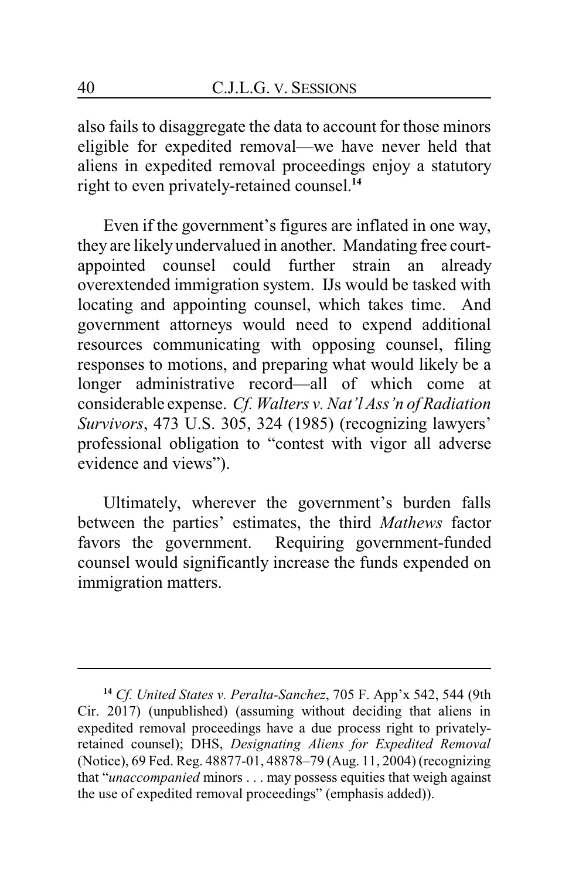also fails to disaggregate the data to account for those minors eligible for expedited removal—we have never held that aliens in expedited removal proceedings enjoy a statutory right to even privately-retained counsel.[14]

Even if the government's figures are inflated in one way, they are likely undervalued in another. Mandating free court-appointed counsel could further strain an already overextended immigration system. IJs would be tasked with locating and appointing counsel, which takes time. And government attorneys would need to expend additional resources communicating with opposing counsel, filing responses to motions, and preparing what would likely be a longer administrative record—all of which come at considerable expense. *Cf. Walters v. Nat'l Ass'n of Radiation Survivors*, 473 U.S. 305, 324 (1985) (recognizing lawyers' professional obligation to "contest with vigor all adverse evidence and views").

Ultimately, wherever the government's burden falls between the parties' estimates, the third *Mathews* factor favors the government. Requiring government-funded counsel would significantly increase the funds expended on immigration matters.

---

[14] *Cf. United States v. Peralta-Sanchez*, 705 F. App'x 542, 544 (9th Cir. 2017) (unpublished) (assuming without deciding that aliens in expedited removal proceedings have a due process right to privately-retained counsel); DHS, *Designating Aliens for Expedited Removal* (Notice), 69 Fed. Reg. 48877-01, 48878–79 (Aug. 11, 2004) (recognizing that "*unaccompanied* minors . . . may possess equities that weigh against the use of expedited removal proceedings" (emphasis added)).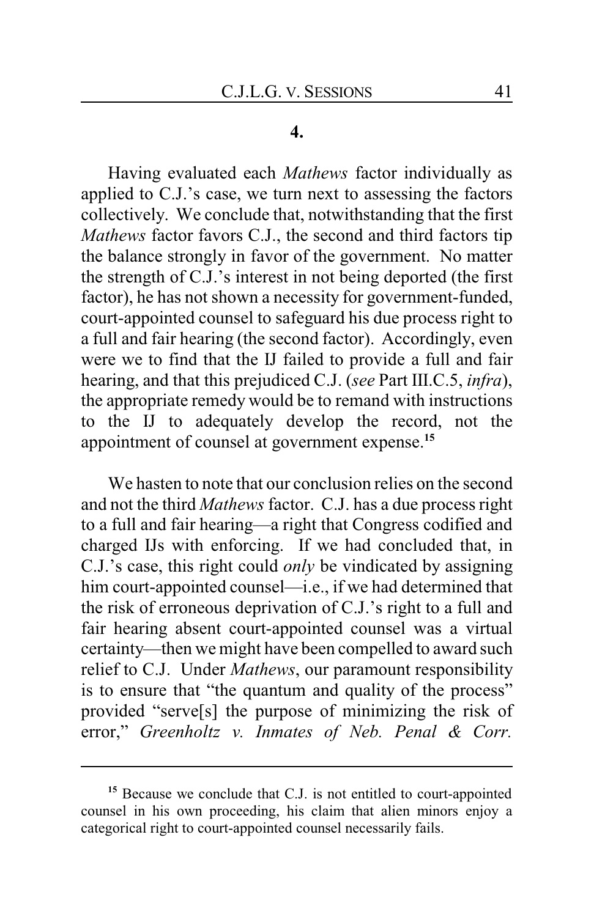#### 4.

Having evaluated each *Mathews* factor individually as applied to C.J.'s case, we turn next to assessing the factors collectively. We conclude that, notwithstanding that the first *Mathews* factor favors C.J., the second and third factors tip the balance strongly in favor of the government. No matter the strength of C.J.'s interest in not being deported (the first factor), he has not shown a necessity for government-funded, court-appointed counsel to safeguard his due process right to a full and fair hearing (the second factor). Accordingly, even were we to find that the IJ failed to provide a full and fair hearing, and that this prejudiced C.J. (*see* Part III.C.5, *infra*), the appropriate remedy would be to remand with instructions to the IJ to adequately develop the record, not the appointment of counsel at government expense.[15]

We hasten to note that our conclusion relies on the second and not the third *Mathews* factor. C.J. has a due process right to a full and fair hearing—a right that Congress codified and charged IJs with enforcing. If we had concluded that, in C.J.'s case, this right could *only* be vindicated by assigning him court-appointed counsel—i.e., if we had determined that the risk of erroneous deprivation of C.J.'s right to a full and fair hearing absent court-appointed counsel was a virtual certainty—then we might have been compelled to award such relief to C.J. Under *Mathews*, our paramount responsibility is to ensure that "the quantum and quality of the process" provided "serve[s] the purpose of minimizing the risk of error," *Greenholtz v. Inmates of Neb. Penal & Corr.*

---

[15] Because we conclude that C.J. is not entitled to court-appointed counsel in his own proceeding, his claim that alien minors enjoy a categorical right to court-appointed counsel necessarily fails.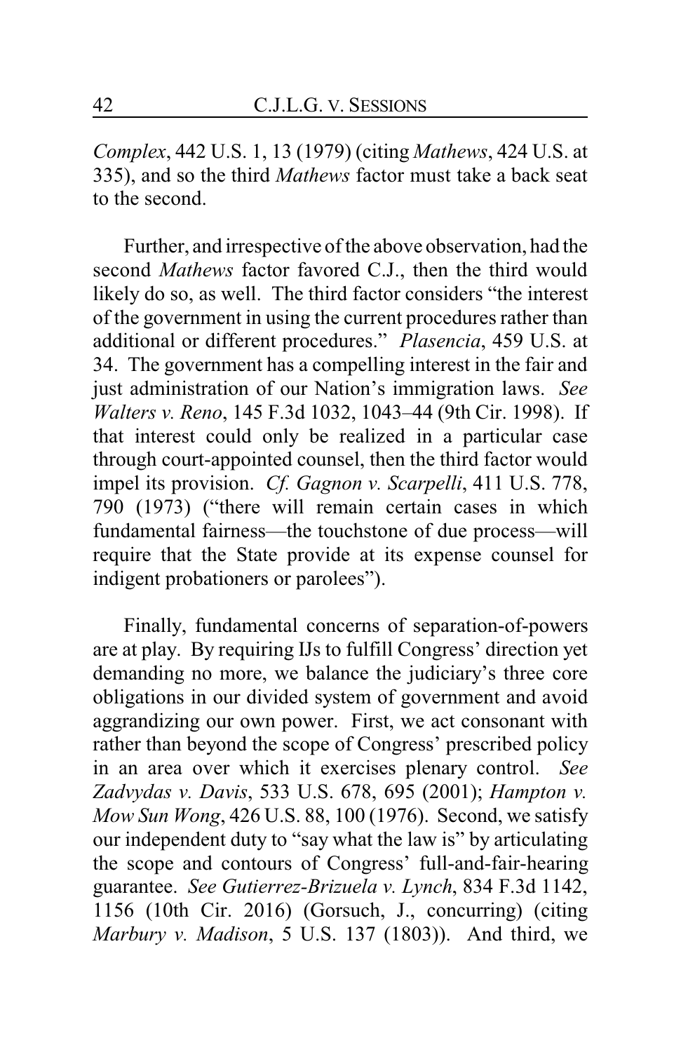*Complex*, 442 U.S. 1, 13 (1979) (citing *Mathews*, 424 U.S. at 335), and so the third *Mathews* factor must take a back seat to the second.

Further, and irrespective of the above observation, had the second *Mathews* factor favored C.J., then the third would likely do so, as well. The third factor considers "the interest of the government in using the current procedures rather than additional or different procedures." *Plasencia*, 459 U.S. at 34. The government has a compelling interest in the fair and just administration of our Nation's immigration laws. *See Walters v. Reno*, 145 F.3d 1032, 1043–44 (9th Cir. 1998). If that interest could only be realized in a particular case through court-appointed counsel, then the third factor would impel its provision. *Cf. Gagnon v. Scarpelli*, 411 U.S. 778, 790 (1973) ("there will remain certain cases in which fundamental fairness—the touchstone of due process—will require that the State provide at its expense counsel for indigent probationers or parolees").

Finally, fundamental concerns of separation-of-powers are at play. By requiring IJs to fulfill Congress' direction yet demanding no more, we balance the judiciary's three core obligations in our divided system of government and avoid aggrandizing our own power. First, we act consonant with rather than beyond the scope of Congress' prescribed policy in an area over which it exercises plenary control. *See Zadvydas v. Davis*, 533 U.S. 678, 695 (2001); *Hampton v. Mow Sun Wong*, 426 U.S. 88, 100 (1976). Second, we satisfy our independent duty to "say what the law is" by articulating the scope and contours of Congress' full-and-fair-hearing guarantee. *See Gutierrez-Brizuela v. Lynch*, 834 F.3d 1142, 1156 (10th Cir. 2016) (Gorsuch, J., concurring) (citing *Marbury v. Madison*, 5 U.S. 137 (1803)). And third, we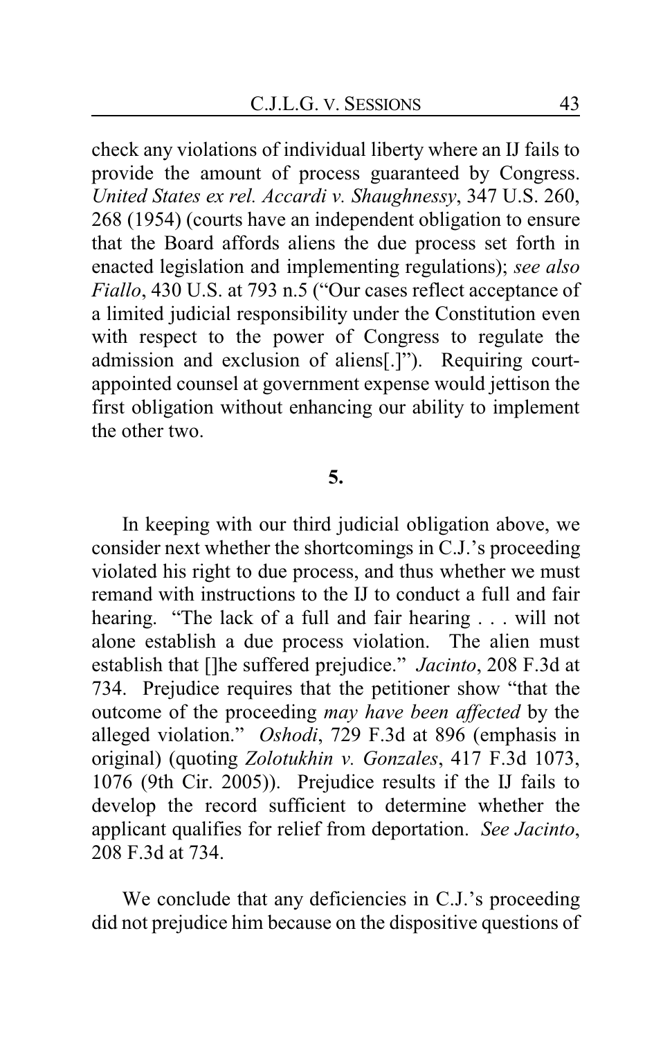check any violations of individual liberty where an IJ fails to provide the amount of process guaranteed by Congress. *United States ex rel. Accardi v. Shaughnessy*, 347 U.S. 260, 268 (1954) (courts have an independent obligation to ensure that the Board affords aliens the due process set forth in enacted legislation and implementing regulations); *see also Fiallo*, 430 U.S. at 793 n.5 ("Our cases reflect acceptance of a limited judicial responsibility under the Constitution even with respect to the power of Congress to regulate the admission and exclusion of aliens[.]"). Requiring court-appointed counsel at government expense would jettison the first obligation without enhancing our ability to implement the other two.

**5.**

In keeping with our third judicial obligation above, we consider next whether the shortcomings in C.J.'s proceeding violated his right to due process, and thus whether we must remand with instructions to the IJ to conduct a full and fair hearing. "The lack of a full and fair hearing . . . will not alone establish a due process violation. The alien must establish that []he suffered prejudice." *Jacinto*, 208 F.3d at 734. Prejudice requires that the petitioner show "that the outcome of the proceeding *may have been affected* by the alleged violation." *Oshodi*, 729 F.3d at 896 (emphasis in original) (quoting *Zolotukhin v. Gonzales*, 417 F.3d 1073, 1076 (9th Cir. 2005)). Prejudice results if the IJ fails to develop the record sufficient to determine whether the applicant qualifies for relief from deportation. *See Jacinto*, 208 F.3d at 734.

We conclude that any deficiencies in C.J.'s proceeding did not prejudice him because on the dispositive questions of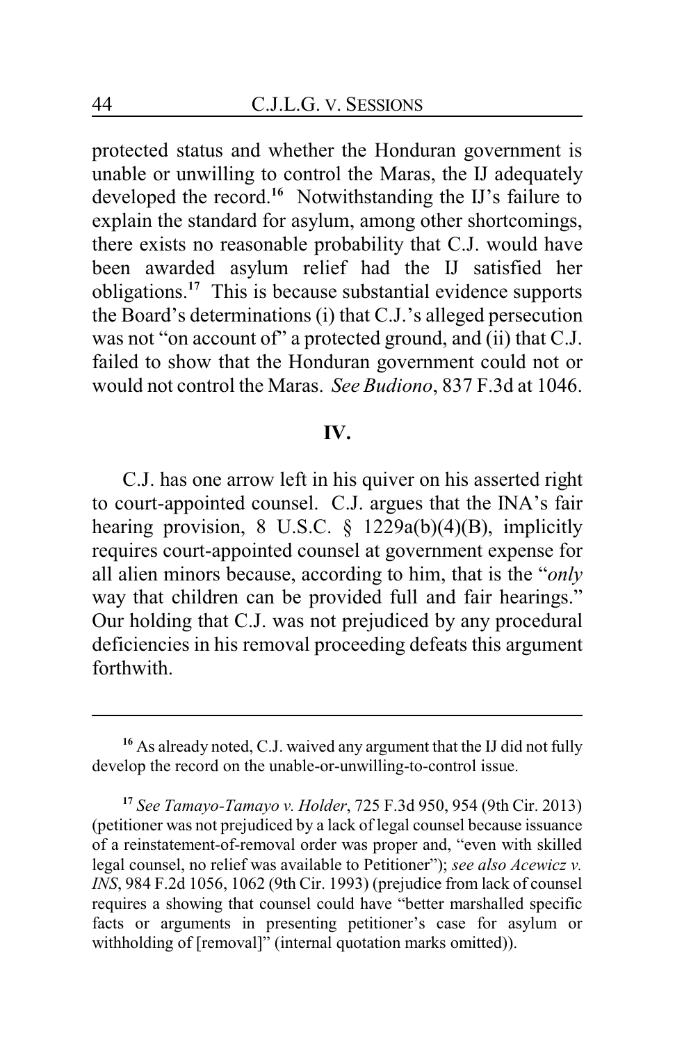protected status and whether the Honduran government is unable or unwilling to control the Maras, the IJ adequately developed the record.[16] Notwithstanding the IJ's failure to explain the standard for asylum, among other shortcomings, there exists no reasonable probability that C.J. would have been awarded asylum relief had the IJ satisfied her obligations.[17] This is because substantial evidence supports the Board's determinations (i) that C.J.'s alleged persecution was not "on account of" a protected ground, and (ii) that C.J. failed to show that the Honduran government could not or would not control the Maras. *See Budiono*, 837 F.3d at 1046.

## IV.

C.J. has one arrow left in his quiver on his asserted right to court-appointed counsel. C.J. argues that the INA's fair hearing provision, 8 U.S.C. § 1229a(b)(4)(B), implicitly requires court-appointed counsel at government expense for all alien minors because, according to him, that is the "*only* way that children can be provided full and fair hearings." Our holding that C.J. was not prejudiced by any procedural deficiencies in his removal proceeding defeats this argument forthwith.

---

[16] As already noted, C.J. waived any argument that the IJ did not fully develop the record on the unable-or-unwilling-to-control issue.

[17] *See Tamayo-Tamayo v. Holder*, 725 F.3d 950, 954 (9th Cir. 2013) (petitioner was not prejudiced by a lack of legal counsel because issuance of a reinstatement-of-removal order was proper and, "even with skilled legal counsel, no relief was available to Petitioner"); *see also Acewicz v. INS*, 984 F.2d 1056, 1062 (9th Cir. 1993) (prejudice from lack of counsel requires a showing that counsel could have "better marshalled specific facts or arguments in presenting petitioner's case for asylum or withholding of [removal]" (internal quotation marks omitted)).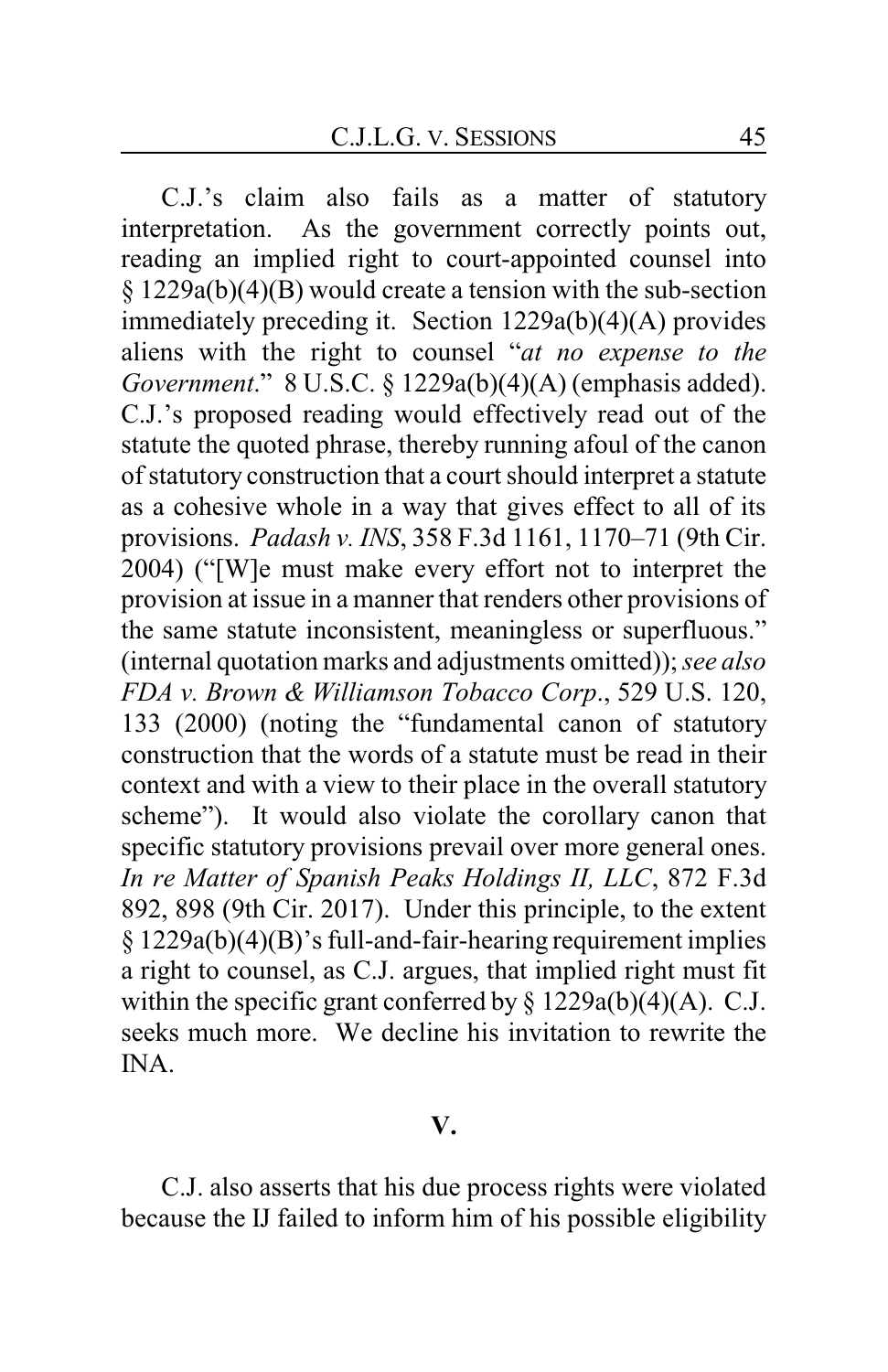C.J.'s claim also fails as a matter of statutory interpretation. As the government correctly points out, reading an implied right to court-appointed counsel into § 1229a(b)(4)(B) would create a tension with the sub-section immediately preceding it. Section 1229a(b)(4)(A) provides aliens with the right to counsel "*at no expense to the Government*." 8 U.S.C. § 1229a(b)(4)(A) (emphasis added). C.J.'s proposed reading would effectively read out of the statute the quoted phrase, thereby running afoul of the canon of statutory construction that a court should interpret a statute as a cohesive whole in a way that gives effect to all of its provisions. *Padash v. INS*, 358 F.3d 1161, 1170–71 (9th Cir. 2004) ("[W]e must make every effort not to interpret the provision at issue in a manner that renders other provisions of the same statute inconsistent, meaningless or superfluous." (internal quotation marks and adjustments omitted)); *see also FDA v. Brown & Williamson Tobacco Corp*., 529 U.S. 120, 133 (2000) (noting the "fundamental canon of statutory construction that the words of a statute must be read in their context and with a view to their place in the overall statutory scheme"). It would also violate the corollary canon that specific statutory provisions prevail over more general ones. *In re Matter of Spanish Peaks Holdings II, LLC*, 872 F.3d 892, 898 (9th Cir. 2017). Under this principle, to the extent § 1229a(b)(4)(B)'s full-and-fair-hearing requirement implies a right to counsel, as C.J. argues, that implied right must fit within the specific grant conferred by § 1229a(b)(4)(A). C.J. seeks much more. We decline his invitation to rewrite the INA.

## V.

C.J. also asserts that his due process rights were violated because the IJ failed to inform him of his possible eligibility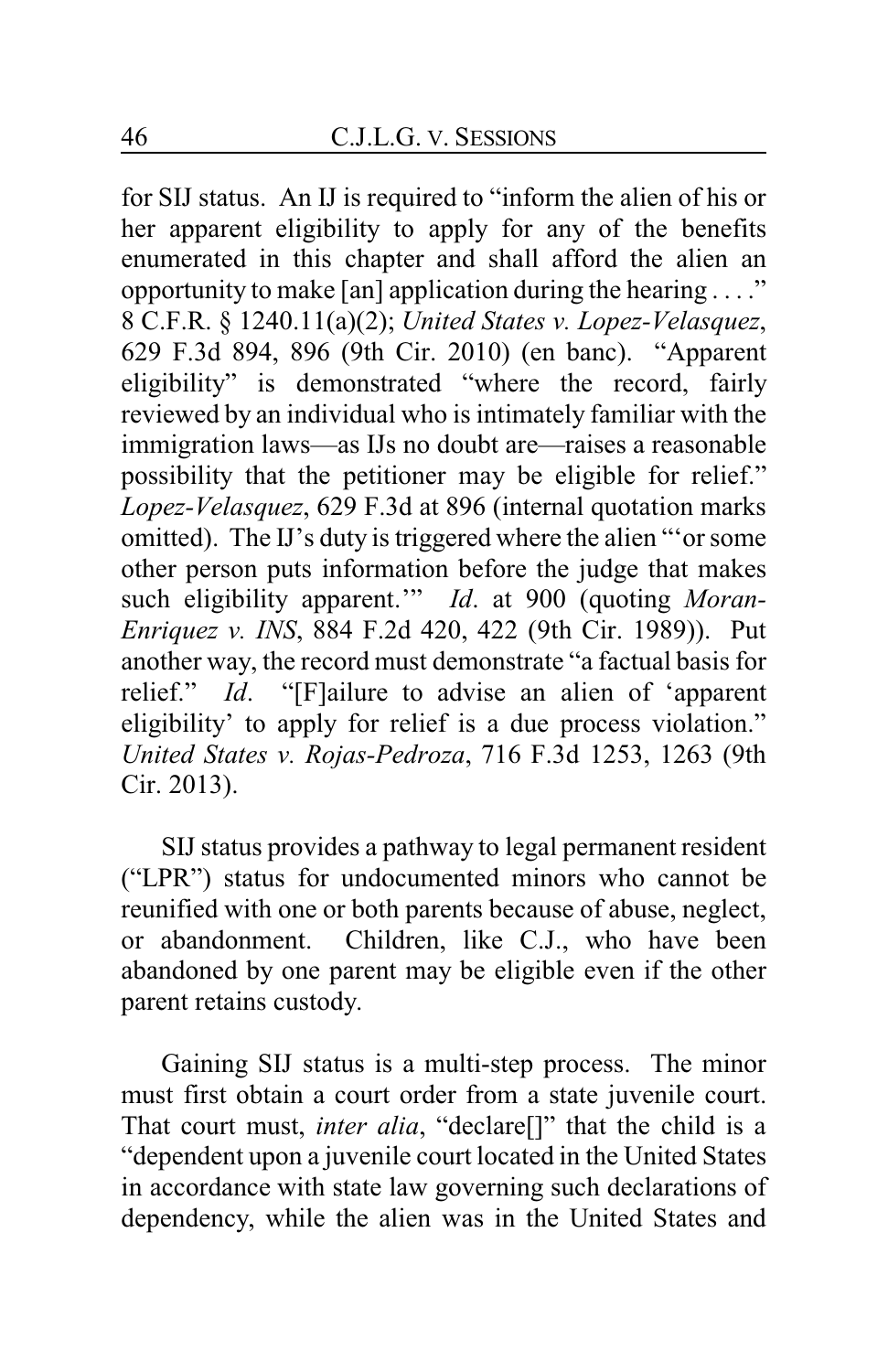for SIJ status. An IJ is required to "inform the alien of his or her apparent eligibility to apply for any of the benefits enumerated in this chapter and shall afford the alien an opportunity to make [an] application during the hearing . . . ." 8 C.F.R. § 1240.11(a)(2); *United States v. Lopez-Velasquez*, 629 F.3d 894, 896 (9th Cir. 2010) (en banc). "Apparent eligibility" is demonstrated "where the record, fairly reviewed by an individual who is intimately familiar with the immigration laws—as IJs no doubt are—raises a reasonable possibility that the petitioner may be eligible for relief." *Lopez-Velasquez*, 629 F.3d at 896 (internal quotation marks omitted). The IJ's duty is triggered where the alien "'or some other person puts information before the judge that makes such eligibility apparent.'" *Id*. at 900 (quoting *Moran-Enriquez v. INS*, 884 F.2d 420, 422 (9th Cir. 1989)). Put another way, the record must demonstrate "a factual basis for relief." *Id*. "[F]ailure to advise an alien of 'apparent eligibility' to apply for relief is a due process violation." *United States v. Rojas-Pedroza*, 716 F.3d 1253, 1263 (9th Cir. 2013).

SIJ status provides a pathway to legal permanent resident ("LPR") status for undocumented minors who cannot be reunified with one or both parents because of abuse, neglect, or abandonment. Children, like C.J., who have been abandoned by one parent may be eligible even if the other parent retains custody.

Gaining SIJ status is a multi-step process. The minor must first obtain a court order from a state juvenile court. That court must, *inter alia*, "declare[]" that the child is a "dependent upon a juvenile court located in the United States in accordance with state law governing such declarations of dependency, while the alien was in the United States and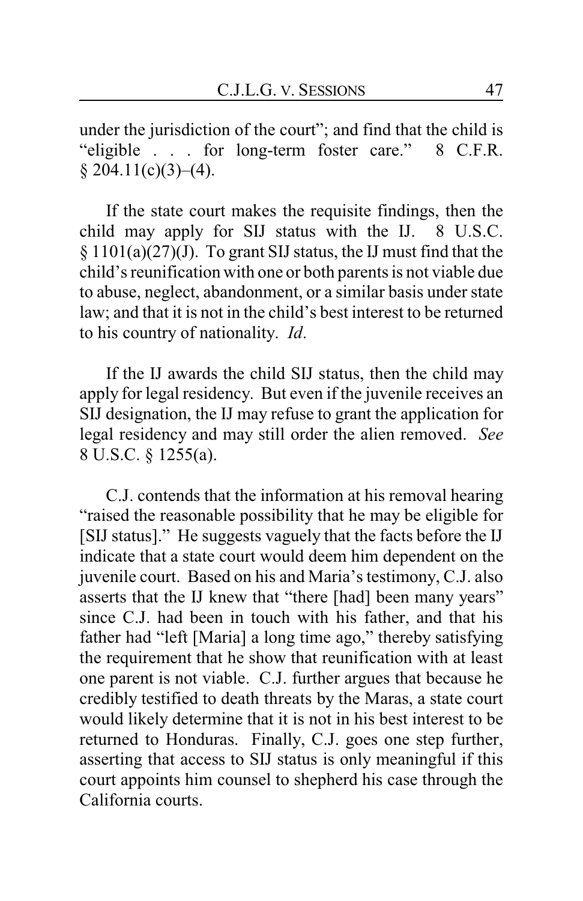under the jurisdiction of the court"; and find that the child is "eligible . . . for long-term foster care." 8 C.F.R. § 204.11(c)(3)–(4).

If the state court makes the requisite findings, then the child may apply for SIJ status with the IJ. 8 U.S.C. § 1101(a)(27)(J). To grant SIJ status, the IJ must find that the child's reunification with one or both parents is not viable due to abuse, neglect, abandonment, or a similar basis under state law; and that it is not in the child's best interest to be returned to his country of nationality. *Id*.

If the IJ awards the child SIJ status, then the child may apply for legal residency. But even if the juvenile receives an SIJ designation, the IJ may refuse to grant the application for legal residency and may still order the alien removed. *See* 8 U.S.C. § 1255(a).

C.J. contends that the information at his removal hearing "raised the reasonable possibility that he may be eligible for [SIJ status]." He suggests vaguely that the facts before the IJ indicate that a state court would deem him dependent on the juvenile court. Based on his and Maria's testimony, C.J. also asserts that the IJ knew that "there [had] been many years" since C.J. had been in touch with his father, and that his father had "left [Maria] a long time ago," thereby satisfying the requirement that he show that reunification with at least one parent is not viable. C.J. further argues that because he credibly testified to death threats by the Maras, a state court would likely determine that it is not in his best interest to be returned to Honduras. Finally, C.J. goes one step further, asserting that access to SIJ status is only meaningful if this court appoints him counsel to shepherd his case through the California courts.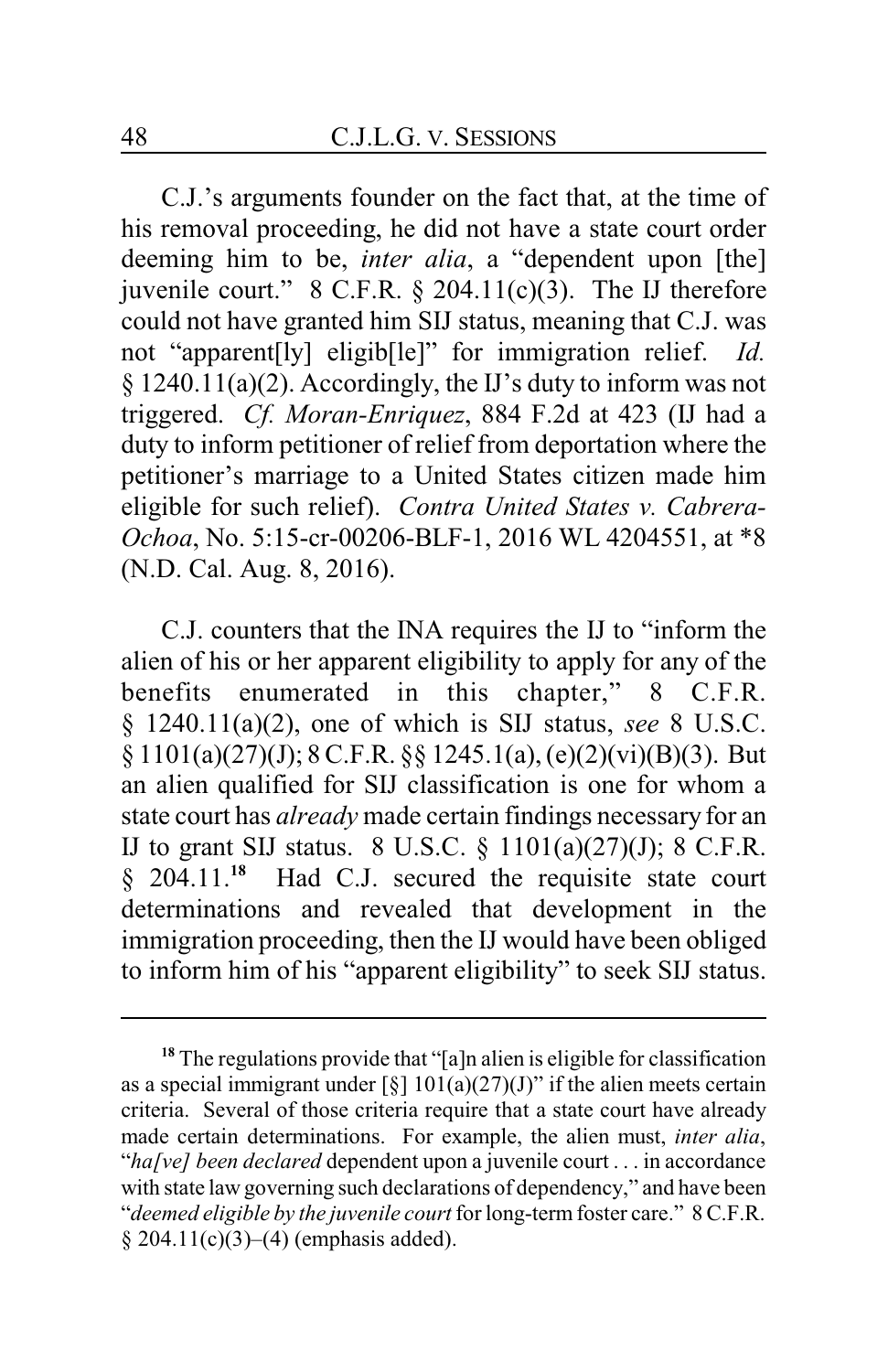C.J.'s arguments founder on the fact that, at the time of his removal proceeding, he did not have a state court order deeming him to be, *inter alia*, a "dependent upon [the] juvenile court." 8 C.F.R. § 204.11(c)(3). The IJ therefore could not have granted him SIJ status, meaning that C.J. was not "apparent[ly] eligib[le]" for immigration relief. *Id.* § 1240.11(a)(2). Accordingly, the IJ's duty to inform was not triggered. *Cf. Moran-Enriquez*, 884 F.2d at 423 (IJ had a duty to inform petitioner of relief from deportation where the petitioner's marriage to a United States citizen made him eligible for such relief). *Contra United States v. Cabrera-Ochoa*, No. 5:15-cr-00206-BLF-1, 2016 WL 4204551, at *8 (N.D. Cal. Aug. 8, 2016).

C.J. counters that the INA requires the IJ to "inform the alien of his or her apparent eligibility to apply for any of the benefits enumerated in this chapter," 8 C.F.R. § 1240.11(a)(2), one of which is SIJ status, *see* 8 U.S.C. § 1101(a)(27)(J); 8 C.F.R. §§ 1245.1(a), (e)(2)(vi)(B)(3). But an alien qualified for SIJ classification is one for whom a state court has *already* made certain findings necessary for an IJ to grant SIJ status. 8 U.S.C. § 1101(a)(27)(J); 8 C.F.R. § 204.11.[18] Had C.J. secured the requisite state court determinations and revealed that development in the immigration proceeding, then the IJ would have been obliged to inform him of his "apparent eligibility" to seek SIJ status.

---

[18] The regulations provide that "[a]n alien is eligible for classification as a special immigrant under [§] 101(a)(27)(J)" if the alien meets certain criteria. Several of those criteria require that a state court have already made certain determinations. For example, the alien must, *inter alia*, "*ha[ve] been declared* dependent upon a juvenile court . . . in accordance with state law governing such declarations of dependency," and have been "*deemed eligible by the juvenile court* for long-term foster care." 8 C.F.R. § 204.11(c)(3)–(4) (emphasis added).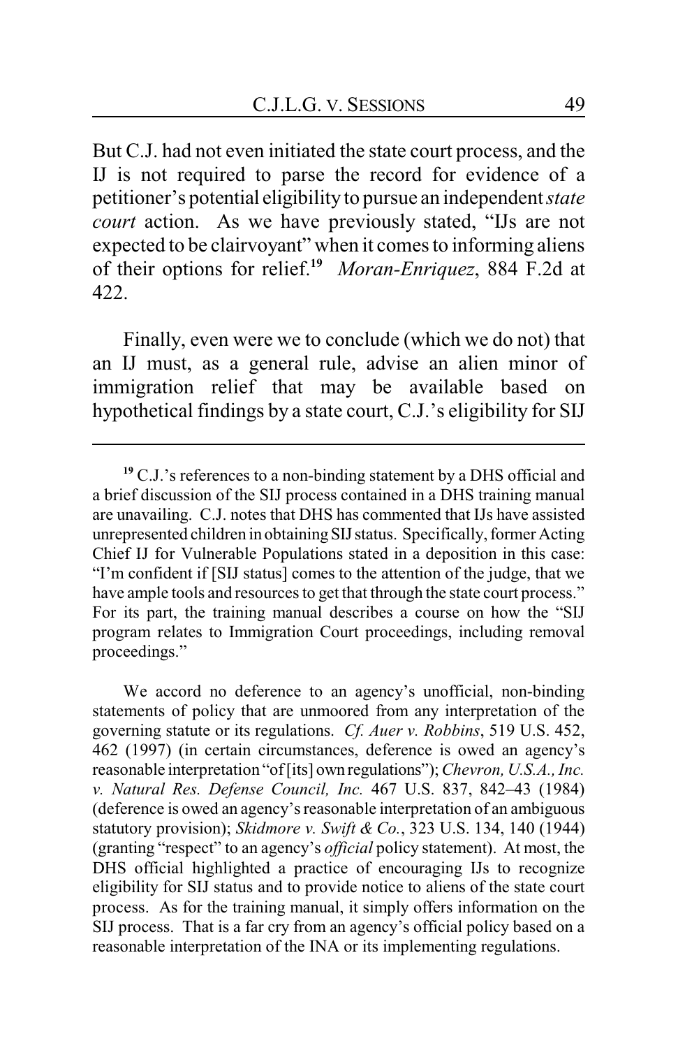But C.J. had not even initiated the state court process, and the IJ is not required to parse the record for evidence of a petitioner's potential eligibility to pursue an independent *state court* action. As we have previously stated, "IJs are not expected to be clairvoyant" when it comes to informing aliens of their options for relief.[19] *Moran-Enriquez*, 884 F.2d at 422.

Finally, even were we to conclude (which we do not) that an IJ must, as a general rule, advise an alien minor of immigration relief that may be available based on hypothetical findings by a state court, C.J.'s eligibility for SIJ

---

[19] C.J.'s references to a non-binding statement by a DHS official and a brief discussion of the SIJ process contained in a DHS training manual are unavailing. C.J. notes that DHS has commented that IJs have assisted unrepresented children in obtaining SIJ status. Specifically, former Acting Chief IJ for Vulnerable Populations stated in a deposition in this case: "I'm confident if [SIJ status] comes to the attention of the judge, that we have ample tools and resources to get that through the state court process." For its part, the training manual describes a course on how the "SIJ program relates to Immigration Court proceedings, including removal proceedings."

We accord no deference to an agency's unofficial, non-binding statements of policy that are unmoored from any interpretation of the governing statute or its regulations. *Cf. Auer v. Robbins*, 519 U.S. 452, 462 (1997) (in certain circumstances, deference is owed an agency's reasonable interpretation "of [its] own regulations"); *Chevron, U.S.A., Inc. v. Natural Res. Defense Council, Inc.* 467 U.S. 837, 842–43 (1984) (deference is owed an agency's reasonable interpretation of an ambiguous statutory provision); *Skidmore v. Swift & Co.*, 323 U.S. 134, 140 (1944) (granting "respect" to an agency's *official* policy statement). At most, the DHS official highlighted a practice of encouraging IJs to recognize eligibility for SIJ status and to provide notice to aliens of the state court process. As for the training manual, it simply offers information on the SIJ process. That is a far cry from an agency's official policy based on a reasonable interpretation of the INA or its implementing regulations.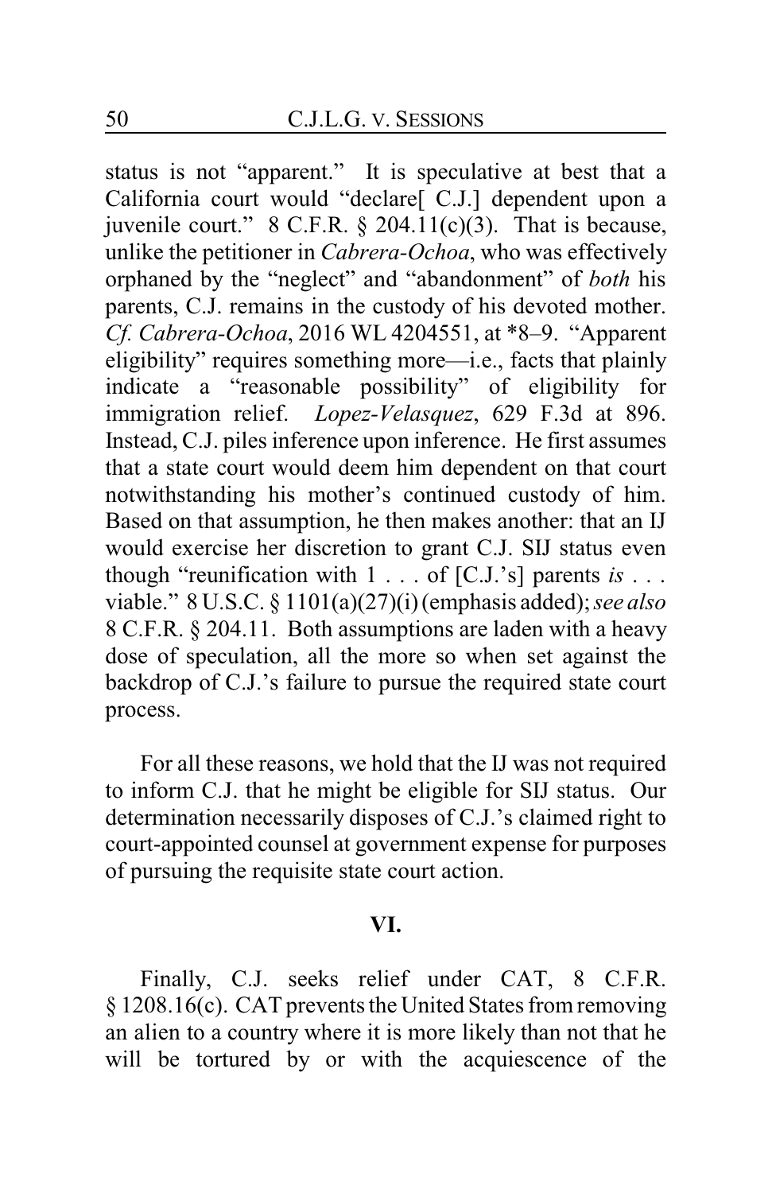status is not "apparent." It is speculative at best that a California court would "declare[ C.J.] dependent upon a juvenile court." 8 C.F.R. § 204.11(c)(3). That is because, unlike the petitioner in *Cabrera-Ochoa*, who was effectively orphaned by the "neglect" and "abandonment" of *both* his parents, C.J. remains in the custody of his devoted mother. *Cf. Cabrera-Ochoa*, 2016 WL 4204551, at *8–9. "Apparent eligibility" requires something more—i.e., facts that plainly indicate a "reasonable possibility" of eligibility for immigration relief. *Lopez-Velasquez*, 629 F.3d at 896. Instead, C.J. piles inference upon inference. He first assumes that a state court would deem him dependent on that court notwithstanding his mother's continued custody of him. Based on that assumption, he then makes another: that an IJ would exercise her discretion to grant C.J. SIJ status even though "reunification with 1 . . . of [C.J.'s] parents *is* . . . viable." 8 U.S.C. § 1101(a)(27)(i) (emphasis added); *see also* 8 C.F.R. § 204.11. Both assumptions are laden with a heavy dose of speculation, all the more so when set against the backdrop of C.J.'s failure to pursue the required state court process.

For all these reasons, we hold that the IJ was not required to inform C.J. that he might be eligible for SIJ status. Our determination necessarily disposes of C.J.'s claimed right to court-appointed counsel at government expense for purposes of pursuing the requisite state court action.

## VI.

Finally, C.J. seeks relief under CAT, 8 C.F.R. § 1208.16(c). CAT prevents the United States from removing an alien to a country where it is more likely than not that he will be tortured by or with the acquiescence of the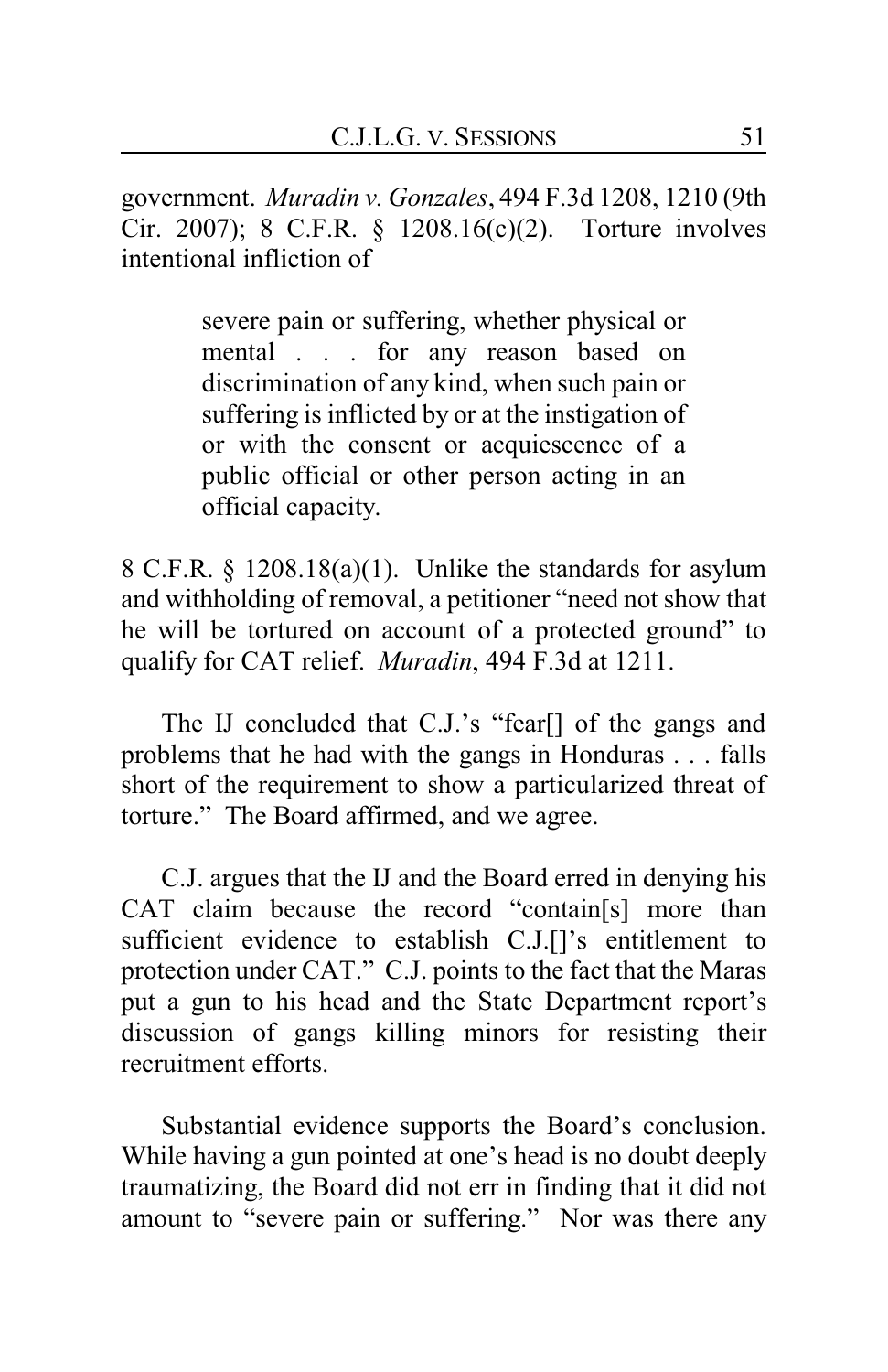government. *Muradin v. Gonzales*, 494 F.3d 1208, 1210 (9th Cir. 2007); 8 C.F.R. § 1208.16(c)(2). Torture involves intentional infliction of

> severe pain or suffering, whether physical or mental . . . for any reason based on discrimination of any kind, when such pain or suffering is inflicted by or at the instigation of or with the consent or acquiescence of a public official or other person acting in an official capacity.

8 C.F.R. § 1208.18(a)(1). Unlike the standards for asylum and withholding of removal, a petitioner "need not show that he will be tortured on account of a protected ground" to qualify for CAT relief. *Muradin*, 494 F.3d at 1211.

The IJ concluded that C.J.'s "fear[] of the gangs and problems that he had with the gangs in Honduras . . . falls short of the requirement to show a particularized threat of torture." The Board affirmed, and we agree.

C.J. argues that the IJ and the Board erred in denying his CAT claim because the record "contain[s] more than sufficient evidence to establish C.J.[]'s entitlement to protection under CAT." C.J. points to the fact that the Maras put a gun to his head and the State Department report's discussion of gangs killing minors for resisting their recruitment efforts.

Substantial evidence supports the Board's conclusion. While having a gun pointed at one's head is no doubt deeply traumatizing, the Board did not err in finding that it did not amount to "severe pain or suffering." Nor was there any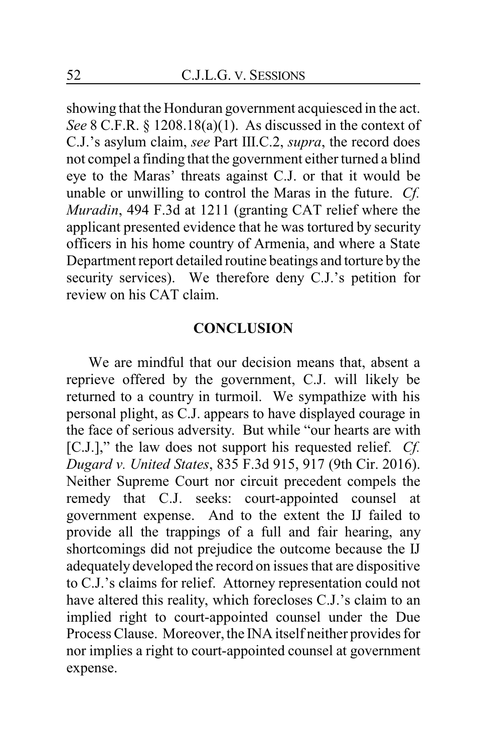showing that the Honduran government acquiesced in the act. *See* 8 C.F.R. § 1208.18(a)(1). As discussed in the context of C.J.'s asylum claim, *see* Part III.C.2, *supra*, the record does not compel a finding that the government either turned a blind eye to the Maras' threats against C.J. or that it would be unable or unwilling to control the Maras in the future. *Cf. Muradin*, 494 F.3d at 1211 (granting CAT relief where the applicant presented evidence that he was tortured by security officers in his home country of Armenia, and where a State Department report detailed routine beatings and torture by the security services). We therefore deny C.J.'s petition for review on his CAT claim.

## CONCLUSION

We are mindful that our decision means that, absent a reprieve offered by the government, C.J. will likely be returned to a country in turmoil. We sympathize with his personal plight, as C.J. appears to have displayed courage in the face of serious adversity. But while "our hearts are with [C.J.]," the law does not support his requested relief. *Cf. Dugard v. United States*, 835 F.3d 915, 917 (9th Cir. 2016). Neither Supreme Court nor circuit precedent compels the remedy that C.J. seeks: court-appointed counsel at government expense. And to the extent the IJ failed to provide all the trappings of a full and fair hearing, any shortcomings did not prejudice the outcome because the IJ adequately developed the record on issues that are dispositive to C.J.'s claims for relief. Attorney representation could not have altered this reality, which forecloses C.J.'s claim to an implied right to court-appointed counsel under the Due Process Clause. Moreover, the INA itself neither provides for nor implies a right to court-appointed counsel at government expense.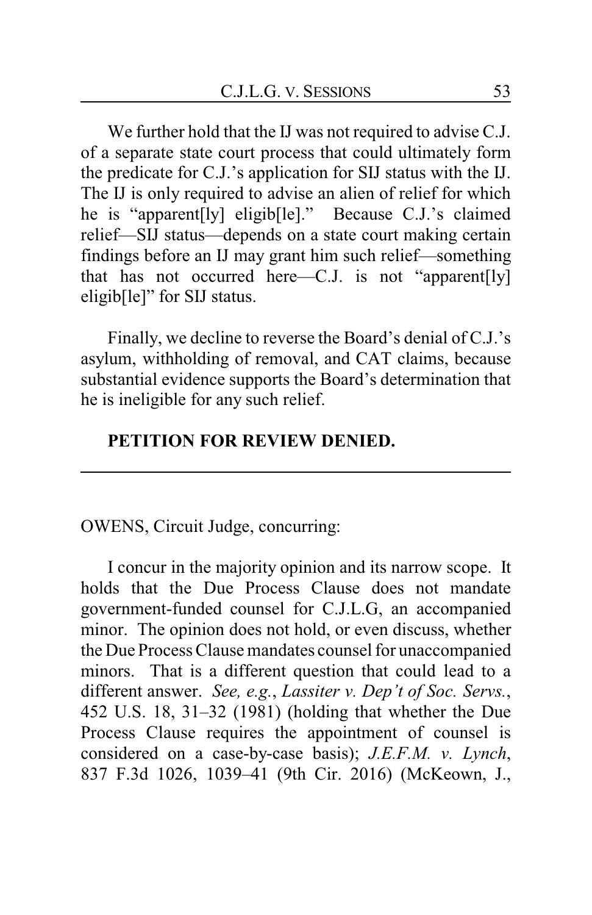We further hold that the IJ was not required to advise C.J. of a separate state court process that could ultimately form the predicate for C.J.'s application for SIJ status with the IJ. The IJ is only required to advise an alien of relief for which he is "apparent[ly] eligib[le]." Because C.J.'s claimed relief—SIJ status—depends on a state court making certain findings before an IJ may grant him such relief—something that has not occurred here—C.J. is not "apparent[ly] eligib[le]" for SIJ status.

Finally, we decline to reverse the Board's denial of C.J.'s asylum, withholding of removal, and CAT claims, because substantial evidence supports the Board's determination that he is ineligible for any such relief.

**PETITION FOR REVIEW DENIED.**

---

OWENS, Circuit Judge, concurring:

I concur in the majority opinion and its narrow scope. It holds that the Due Process Clause does not mandate government-funded counsel for C.J.L.G, an accompanied minor. The opinion does not hold, or even discuss, whether the Due Process Clause mandates counsel for unaccompanied minors. That is a different question that could lead to a different answer. *See, e.g.*, *Lassiter v. Dep't of Soc. Servs.*, 452 U.S. 18, 31–32 (1981) (holding that whether the Due Process Clause requires the appointment of counsel is considered on a case-by-case basis); *J.E.F.M. v. Lynch*, 837 F.3d 1026, 1039–41 (9th Cir. 2016) (McKeown, J.,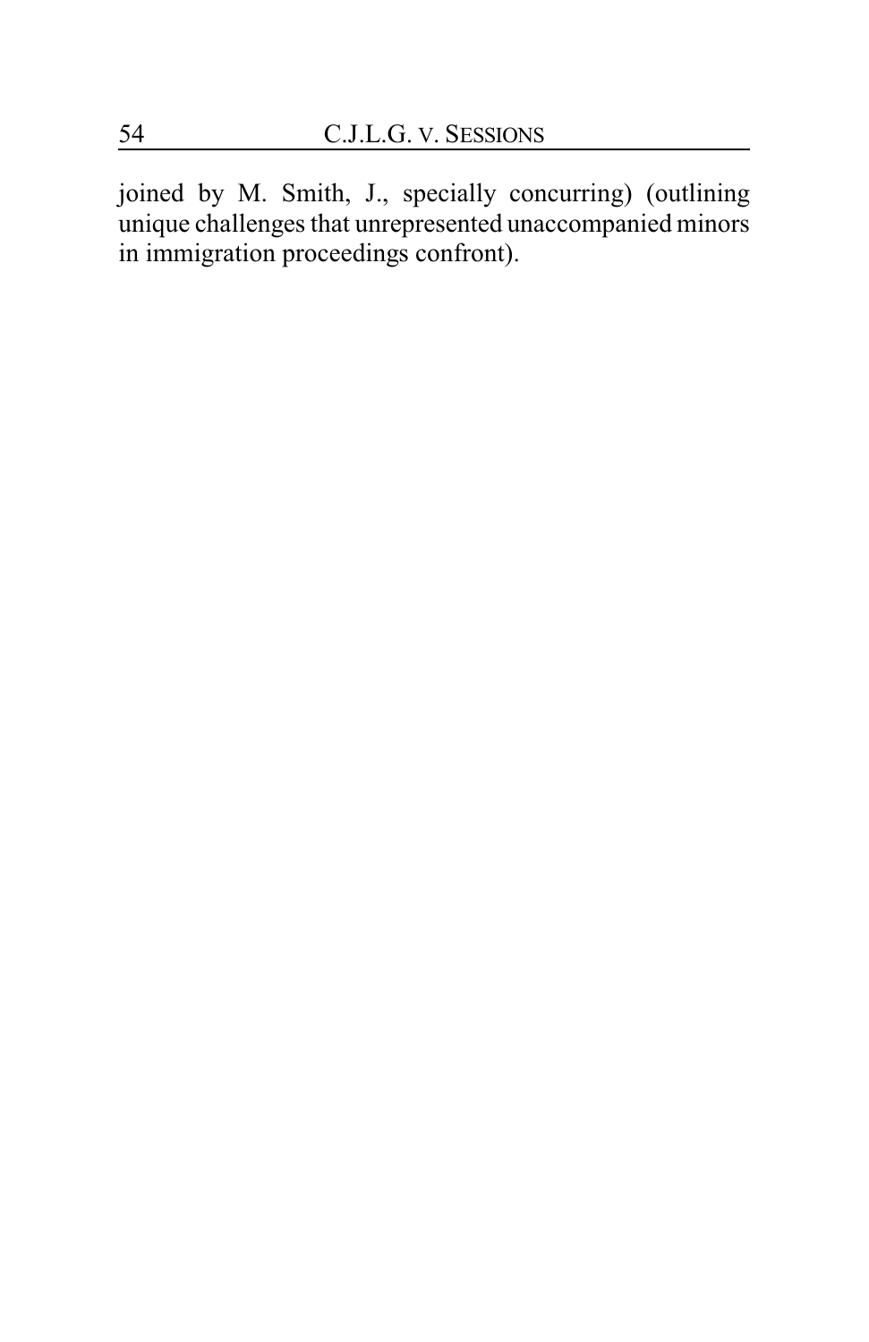joined by M. Smith, J., specially concurring) (outlining unique challenges that unrepresented unaccompanied minors in immigration proceedings confront).